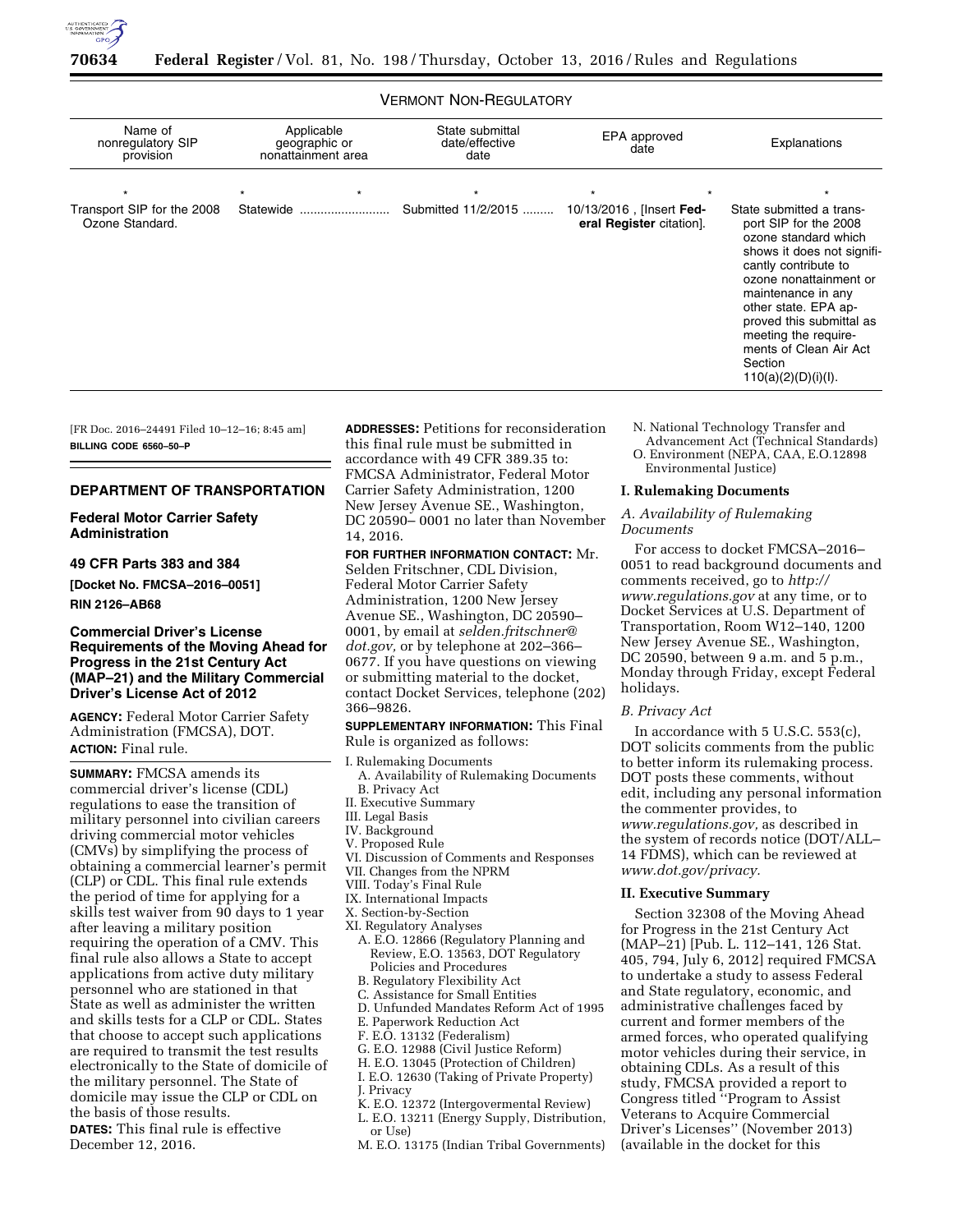VERMONT NON-REGULATORY

| Name of nonregulatory SIP provision | Applicable geographic or nonattainment area | State submittal date/effective date | EPA approved date | Explanations |
| --- | --- | --- | --- | --- |
| * | * * | * | * * | * |
| Transport SIP for the 2008 Ozone Standard. | Statewide | Submitted 11/2/2015 | 10/13/2016, [Insert **Federal Register** citation]. | State submitted a transport SIP for the 2008 ozone standard which shows it does not significantly contribute to ozone nonattainment or maintenance in any other state. EPA approved this submittal as meeting the requirements of Clean Air Act Section 110(a)(2)(D)(i)(I). |

[FR Doc. 2016–24491 Filed 10–12–16; 8:45 am]

**BILLING CODE 6560–50–P**

## DEPARTMENT OF TRANSPORTATION

### Federal Motor Carrier Safety Administration

### 49 CFR Parts 383 and 384

**[Docket No. FMCSA–2016–0051]**

**RIN 2126–AB68**

### Commercial Driver's License Requirements of the Moving Ahead for Progress in the 21st Century Act (MAP–21) and the Military Commercial Driver's License Act of 2012

**AGENCY:** Federal Motor Carrier Safety Administration (FMCSA), DOT.

**ACTION:** Final rule.

**SUMMARY:** FMCSA amends its commercial driver's license (CDL) regulations to ease the transition of military personnel into civilian careers driving commercial motor vehicles (CMVs) by simplifying the process of obtaining a commercial learner's permit (CLP) or CDL. This final rule extends the period of time for applying for a skills test waiver from 90 days to 1 year after leaving a military position requiring the operation of a CMV. This final rule also allows a State to accept applications from active duty military personnel who are stationed in that State as well as administer the written and skills tests for a CLP or CDL. States that choose to accept such applications are required to transmit the test results electronically to the State of domicile of the military personnel. The State of domicile may issue the CLP or CDL on the basis of those results.

**DATES:** This final rule is effective December 12, 2016.

**ADDRESSES:** Petitions for reconsideration this final rule must be submitted in accordance with 49 CFR 389.35 to: FMCSA Administrator, Federal Motor Carrier Safety Administration, 1200 New Jersey Avenue SE., Washington, DC 20590–0001 no later than November 14, 2016.

**FOR FURTHER INFORMATION CONTACT:** Mr. Selden Fritschner, CDL Division, Federal Motor Carrier Safety Administration, 1200 New Jersey Avenue SE., Washington, DC 20590–0001, by email at *selden.fritschner@dot.gov,* or by telephone at 202–366–0677. If you have questions on viewing or submitting material to the docket, contact Docket Services, telephone (202) 366–9826.

**SUPPLEMENTARY INFORMATION:** This Final Rule is organized as follows:

I. Rulemaking Documents
  A. Availability of Rulemaking Documents
  B. Privacy Act
II. Executive Summary
III. Legal Basis
IV. Background
V. Proposed Rule
VI. Discussion of Comments and Responses
VII. Changes from the NPRM
VIII. Today's Final Rule
IX. International Impacts
X. Section-by-Section
XI. Regulatory Analyses
  A. E.O. 12866 (Regulatory Planning and Review, E.O. 13563, DOT Regulatory Policies and Procedures
  B. Regulatory Flexibility Act
  C. Assistance for Small Entities
  D. Unfunded Mandates Reform Act of 1995
  E. Paperwork Reduction Act
  F. E.O. 13132 (Federalism)
  G. E.O. 12988 (Civil Justice Reform)
  H. E.O. 13045 (Protection of Children)
  I. E.O. 12630 (Taking of Private Property)
  J. Privacy
  K. E.O. 12372 (Intergovermental Review)
  L. E.O. 13211 (Energy Supply, Distribution, or Use)
  M. E.O. 13175 (Indian Tribal Governments)
  N. National Technology Transfer and Advancement Act (Technical Standards)
  O. Environment (NEPA, CAA, E.O.12898 Environmental Justice)

### I. Rulemaking Documents

*A. Availability of Rulemaking Documents*

For access to docket FMCSA–2016–0051 to read background documents and comments received, go to *http://www.regulations.gov* at any time, or to Docket Services at U.S. Department of Transportation, Room W12–140, 1200 New Jersey Avenue SE., Washington, DC 20590, between 9 a.m. and 5 p.m., Monday through Friday, except Federal holidays.

*B. Privacy Act*

In accordance with 5 U.S.C. 553(c), DOT solicits comments from the public to better inform its rulemaking process. DOT posts these comments, without edit, including any personal information the commenter provides, to *www.regulations.gov,* as described in the system of records notice (DOT/ALL–14 FDMS), which can be reviewed at *www.dot.gov/privacy.*

### II. Executive Summary

Section 32308 of the Moving Ahead for Progress in the 21st Century Act (MAP–21) [Pub. L. 112–141, 126 Stat. 405, 794, July 6, 2012] required FMCSA to undertake a study to assess Federal and State regulatory, economic, and administrative challenges faced by current and former members of the armed forces, who operated qualifying motor vehicles during their service, in obtaining CDLs. As a result of this study, FMCSA provided a report to Congress titled ''Program to Assist Veterans to Acquire Commercial Driver's Licenses'' (November 2013) (available in the docket for this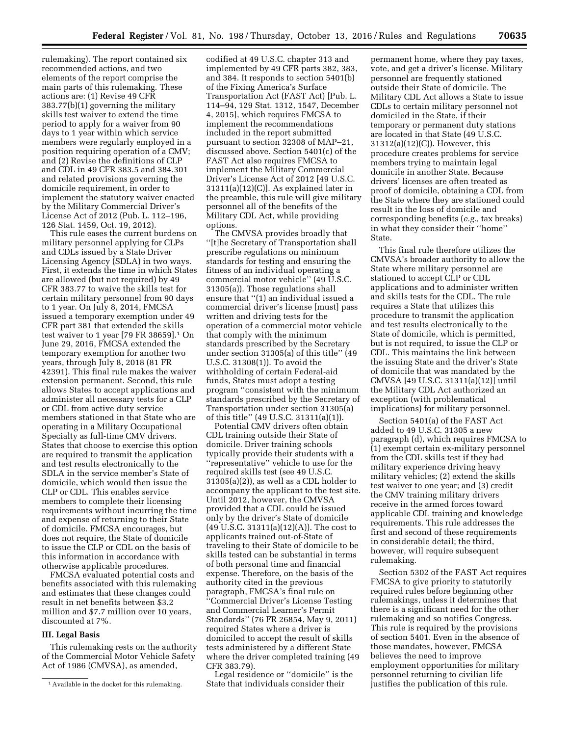rulemaking). The report contained six recommended actions, and two elements of the report comprise the main parts of this rulemaking. These actions are: (1) Revise 49 CFR 383.77(b)(1) governing the military skills test waiver to extend the time period to apply for a waiver from 90 days to 1 year within which service members were regularly employed in a position requiring operation of a CMV; and (2) Revise the definitions of CLP and CDL in 49 CFR 383.5 and 384.301 and related provisions governing the domicile requirement, in order to implement the statutory waiver enacted by the Military Commercial Driver's License Act of 2012 (Pub. L. 112–196, 126 Stat. 1459, Oct. 19, 2012).

This rule eases the current burdens on military personnel applying for CLPs and CDLs issued by a State Driver Licensing Agency (SDLA) in two ways. First, it extends the time in which States are allowed (but not required) by 49 CFR 383.77 to waive the skills test for certain military personnel from 90 days to 1 year. On July 8, 2014, FMCSA issued a temporary exemption under 49 CFR part 381 that extended the skills test waiver to 1 year [79 FR 38659].[1] On June 29, 2016, FMCSA extended the temporary exemption for another two years, through July 8, 2018 (81 FR 42391). This final rule makes the waiver extension permanent. Second, this rule allows States to accept applications and administer all necessary tests for a CLP or CDL from active duty service members stationed in that State who are operating in a Military Occupational Specialty as full-time CMV drivers. States that choose to exercise this option are required to transmit the application and test results electronically to the SDLA in the service member's State of domicile, which would then issue the CLP or CDL. This enables service members to complete their licensing requirements without incurring the time and expense of returning to their State of domicile. FMCSA encourages, but does not require, the State of domicile to issue the CLP or CDL on the basis of this information in accordance with otherwise applicable procedures.

FMCSA evaluated potential costs and benefits associated with this rulemaking and estimates that these changes could result in net benefits between $3.2 million and $7.7 million over 10 years, discounted at 7%.

## III. Legal Basis

This rulemaking rests on the authority of the Commercial Motor Vehicle Safety Act of 1986 (CMVSA), as amended, codified at 49 U.S.C. chapter 313 and implemented by 49 CFR parts 382, 383, and 384. It responds to section 5401(b) of the Fixing America's Surface Transportation Act (FAST Act) [Pub. L. 114–94, 129 Stat. 1312, 1547, December 4, 2015], which requires FMCSA to implement the recommendations included in the report submitted pursuant to section 32308 of MAP–21, discussed above. Section 5401(c) of the FAST Act also requires FMCSA to implement the Military Commercial Driver's License Act of 2012 [49 U.S.C. 31311(a)(12)(C)]. As explained later in the preamble, this rule will give military personnel all of the benefits of the Military CDL Act, while providing options.

The CMVSA provides broadly that "[t]he Secretary of Transportation shall prescribe regulations on minimum standards for testing and ensuring the fitness of an individual operating a commercial motor vehicle" (49 U.S.C. 31305(a)). Those regulations shall ensure that "(1) an individual issued a commercial driver's license [must] pass written and driving tests for the operation of a commercial motor vehicle that comply with the minimum standards prescribed by the Secretary under section 31305(a) of this title" (49 U.S.C. 31308(1)). To avoid the withholding of certain Federal-aid funds, States must adopt a testing program "consistent with the minimum standards prescribed by the Secretary of Transportation under section 31305(a) of this title" (49 U.S.C. 31311(a)(1)).

Potential CMV drivers often obtain CDL training outside their State of domicile. Driver training schools typically provide their students with a "representative" vehicle to use for the required skills test (see 49 U.S.C. 31305(a)(2)), as well as a CDL holder to accompany the applicant to the test site. Until 2012, however, the CMVSA provided that a CDL could be issued only by the driver's State of domicile (49 U.S.C. 31311(a)(12)(A)). The cost to applicants trained out-of-State of traveling to their State of domicile to be skills tested can be substantial in terms of both personal time and financial expense. Therefore, on the basis of the authority cited in the previous paragraph, FMCSA's final rule on "Commercial Driver's License Testing and Commercial Learner's Permit Standards" (76 FR 26854, May 9, 2011) required States where a driver is domiciled to accept the result of skills tests administered by a different State where the driver completed training (49 CFR 383.79).

Legal residence or "domicile" is the State that individuals consider their permanent home, where they pay taxes, vote, and get a driver's license. Military personnel are frequently stationed outside their State of domicile. The Military CDL Act allows a State to issue CDLs to certain military personnel not domiciled in the State, if their temporary or permanent duty stations are located in that State (49 U.S.C. 31312(a)(12)(C)). However, this procedure creates problems for service members trying to maintain legal domicile in another State. Because drivers' licenses are often treated as proof of domicile, obtaining a CDL from the State where they are stationed could result in the loss of domicile and corresponding benefits (*e.g.,* tax breaks) in what they consider their "home" State.

This final rule therefore utilizes the CMVSA's broader authority to allow the State where military personnel are stationed to accept CLP or CDL applications and to administer written and skills tests for the CDL. The rule requires a State that utilizes this procedure to transmit the application and test results electronically to the State of domicile, which is permitted, but is not required, to issue the CLP or CDL. This maintains the link between the issuing State and the driver's State of domicile that was mandated by the CMVSA [49 U.S.C. 31311(a)(12)] until the Military CDL Act authorized an exception (with problematical implications) for military personnel.

Section 5401(a) of the FAST Act added to 49 U.S.C. 31305 a new paragraph (d), which requires FMCSA to (1) exempt certain ex-military personnel from the CDL skills test if they had military experience driving heavy military vehicles; (2) extend the skills test waiver to one year; and (3) credit the CMV training military drivers receive in the armed forces toward applicable CDL training and knowledge requirements. This rule addresses the first and second of these requirements in considerable detail; the third, however, will require subsequent rulemaking.

Section 5302 of the FAST Act requires FMCSA to give priority to statutorily required rules before beginning other rulemakings, unless it determines that there is a significant need for the other rulemaking and so notifies Congress. This rule is required by the provisions of section 5401. Even in the absence of those mandates, however, FMCSA believes the need to improve employment opportunities for military personnel returning to civilian life justifies the publication of this rule.

[1] Available in the docket for this rulemaking.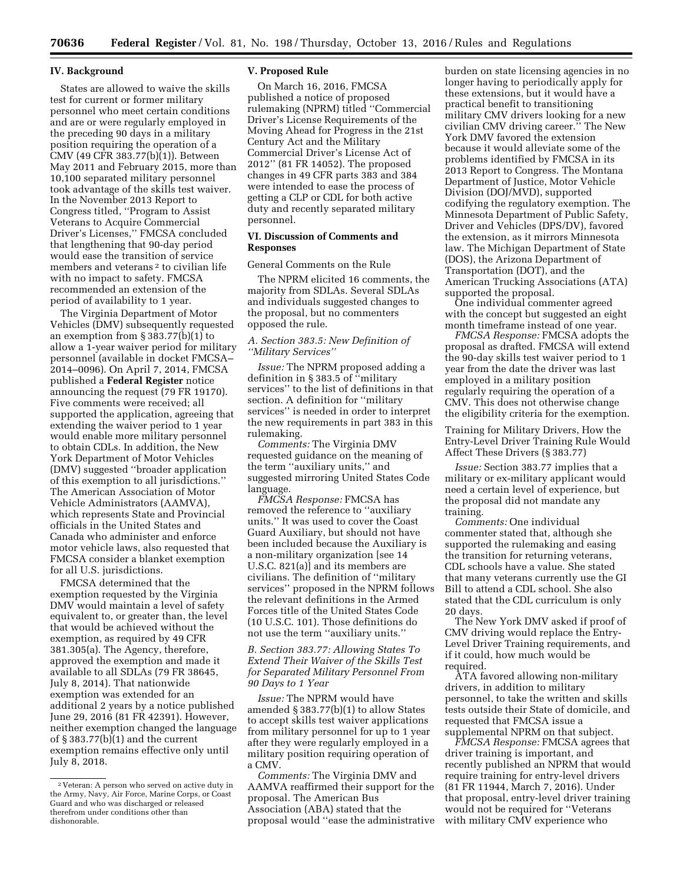## IV. Background

States are allowed to waive the skills test for current or former military personnel who meet certain conditions and are or were regularly employed in the preceding 90 days in a military position requiring the operation of a CMV (49 CFR 383.77(b)(1)). Between May 2011 and February 2015, more than 10,100 separated military personnel took advantage of the skills test waiver. In the November 2013 Report to Congress titled, ''Program to Assist Veterans to Acquire Commercial Driver's Licenses,'' FMCSA concluded that lengthening that 90-day period would ease the transition of service members and veterans [2] to civilian life with no impact to safety. FMCSA recommended an extension of the period of availability to 1 year.

The Virginia Department of Motor Vehicles (DMV) subsequently requested an exemption from § 383.77(b)(1) to allow a 1-year waiver period for military personnel (available in docket FMCSA–2014–0096). On April 7, 2014, FMCSA published a **Federal Register** notice announcing the request (79 FR 19170). Five comments were received; all supported the application, agreeing that extending the waiver period to 1 year would enable more military personnel to obtain CDLs. In addition, the New York Department of Motor Vehicles (DMV) suggested ''broader application of this exemption to all jurisdictions.'' The American Association of Motor Vehicle Administrators (AAMVA), which represents State and Provincial officials in the United States and Canada who administer and enforce motor vehicle laws, also requested that FMCSA consider a blanket exemption for all U.S. jurisdictions.

FMCSA determined that the exemption requested by the Virginia DMV would maintain a level of safety equivalent to, or greater than, the level that would be achieved without the exemption, as required by 49 CFR 381.305(a). The Agency, therefore, approved the exemption and made it available to all SDLAs (79 FR 38645, July 8, 2014). That nationwide exemption was extended for an additional 2 years by a notice published June 29, 2016 (81 FR 42391). However, neither exemption changed the language of § 383.77(b)(1) and the current exemption remains effective only until July 8, 2018.

[2] Veteran: A person who served on active duty in the Army, Navy, Air Force, Marine Corps, or Coast Guard and who was discharged or released therefrom under conditions other than dishonorable.

## V. Proposed Rule

On March 16, 2016, FMCSA published a notice of proposed rulemaking (NPRM) titled ''Commercial Driver's License Requirements of the Moving Ahead for Progress in the 21st Century Act and the Military Commercial Driver's License Act of 2012'' (81 FR 14052). The proposed changes in 49 CFR parts 383 and 384 were intended to ease the process of getting a CLP or CDL for both active duty and recently separated military personnel.

## VI. Discussion of Comments and Responses

General Comments on the Rule

The NPRM elicited 16 comments, the majority from SDLAs. Several SDLAs and individuals suggested changes to the proposal, but no commenters opposed the rule.

### *A. Section 383.5: New Definition of ''Military Services''*

*Issue:* The NPRM proposed adding a definition in § 383.5 of ''military services'' to the list of definitions in that section. A definition for ''military services'' is needed in order to interpret the new requirements in part 383 in this rulemaking.

*Comments:* The Virginia DMV requested guidance on the meaning of the term ''auxiliary units,'' and suggested mirroring United States Code language.

*FMCSA Response:* FMCSA has removed the reference to ''auxiliary units.'' It was used to cover the Coast Guard Auxiliary, but should not have been included because the Auxiliary is a non-military organization [see 14 U.S.C. 821(a)] and its members are civilians. The definition of ''military services'' proposed in the NPRM follows the relevant definitions in the Armed Forces title of the United States Code (10 U.S.C. 101). Those definitions do not use the term ''auxiliary units.''

### *B. Section 383.77: Allowing States To Extend Their Waiver of the Skills Test for Separated Military Personnel From 90 Days to 1 Year*

*Issue:* The NPRM would have amended § 383.77(b)(1) to allow States to accept skills test waiver applications from military personnel for up to 1 year after they were regularly employed in a military position requiring operation of a CMV.

*Comments:* The Virginia DMV and AAMVA reaffirmed their support for the proposal. The American Bus Association (ABA) stated that the proposal would ''ease the administrative burden on state licensing agencies in no longer having to periodically apply for these extensions, but it would have a practical benefit to transitioning military CMV drivers looking for a new civilian CMV driving career.'' The New York DMV favored the extension because it would alleviate some of the problems identified by FMCSA in its 2013 Report to Congress. The Montana Department of Justice, Motor Vehicle Division (DOJ/MVD), supported codifying the regulatory exemption. The Minnesota Department of Public Safety, Driver and Vehicles (DPS/DV), favored the extension, as it mirrors Minnesota law. The Michigan Department of State (DOS), the Arizona Department of Transportation (DOT), and the American Trucking Associations (ATA) supported the proposal.

One individual commenter agreed with the concept but suggested an eight month timeframe instead of one year.

*FMCSA Response:* FMCSA adopts the proposal as drafted. FMCSA will extend the 90-day skills test waiver period to 1 year from the date the driver was last employed in a military position regularly requiring the operation of a CMV. This does not otherwise change the eligibility criteria for the exemption.

Training for Military Drivers, How the Entry-Level Driver Training Rule Would Affect These Drivers (§ 383.77)

*Issue:* Section 383.77 implies that a military or ex-military applicant would need a certain level of experience, but the proposal did not mandate any training.

*Comments:* One individual commenter stated that, although she supported the rulemaking and easing the transition for returning veterans, CDL schools have a value. She stated that many veterans currently use the GI Bill to attend a CDL school. She also stated that the CDL curriculum is only 20 days.

The New York DMV asked if proof of CMV driving would replace the Entry-Level Driver Training requirements, and if it could, how much would be required.

ATA favored allowing non-military drivers, in addition to military personnel, to take the written and skills tests outside their State of domicile, and requested that FMCSA issue a supplemental NPRM on that subject.

*FMCSA Response:* FMCSA agrees that driver training is important, and recently published an NPRM that would require training for entry-level drivers (81 FR 11944, March 7, 2016). Under that proposal, entry-level driver training would not be required for ''Veterans with military CMV experience who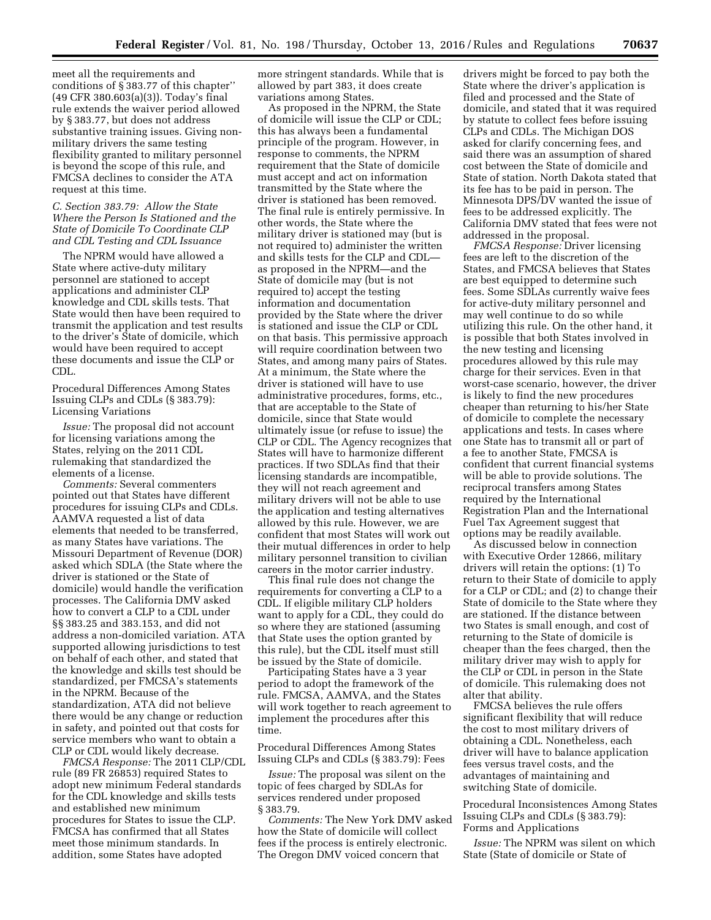meet all the requirements and conditions of § 383.77 of this chapter'' (49 CFR 380.603(a)(3)). Today's final rule extends the waiver period allowed by § 383.77, but does not address substantive training issues. Giving non-military drivers the same testing flexibility granted to military personnel is beyond the scope of this rule, and FMCSA declines to consider the ATA request at this time.

### *C. Section 383.79: Allow the State Where the Person Is Stationed and the State of Domicile To Coordinate CLP and CDL Testing and CDL Issuance*

The NPRM would have allowed a State where active-duty military personnel are stationed to accept applications and administer CLP knowledge and CDL skills tests. That State would then have been required to transmit the application and test results to the driver's State of domicile, which would have been required to accept these documents and issue the CLP or CDL.

#### Procedural Differences Among States Issuing CLPs and CDLs (§ 383.79): Licensing Variations

*Issue:* The proposal did not account for licensing variations among the States, relying on the 2011 CDL rulemaking that standardized the elements of a license.

*Comments:* Several commenters pointed out that States have different procedures for issuing CLPs and CDLs. AAMVA requested a list of data elements that needed to be transferred, as many States have variations. The Missouri Department of Revenue (DOR) asked which SDLA (the State where the driver is stationed or the State of domicile) would handle the verification processes. The California DMV asked how to convert a CLP to a CDL under §§ 383.25 and 383.153, and did not address a non-domiciled variation. ATA supported allowing jurisdictions to test on behalf of each other, and stated that the knowledge and skills test should be standardized, per FMCSA's statements in the NPRM. Because of the standardization, ATA did not believe there would be any change or reduction in safety, and pointed out that costs for service members who want to obtain a CLP or CDL would likely decrease.

*FMCSA Response:* The 2011 CLP/CDL rule (89 FR 26853) required States to adopt new minimum Federal standards for the CDL knowledge and skills tests and established new minimum procedures for States to issue the CLP. FMCSA has confirmed that all States meet those minimum standards. In addition, some States have adopted more stringent standards. While that is allowed by part 383, it does create variations among States.

As proposed in the NPRM, the State of domicile will issue the CLP or CDL; this has always been a fundamental principle of the program. However, in response to comments, the NPRM requirement that the State of domicile must accept and act on information transmitted by the State where the driver is stationed has been removed. The final rule is entirely permissive. In other words, the State where the military driver is stationed may (but is not required to) administer the written and skills tests for the CLP and CDL—as proposed in the NPRM—and the State of domicile may (but is not required to) accept the testing information and documentation provided by the State where the driver is stationed and issue the CLP or CDL on that basis. This permissive approach will require coordination between two States, and among many pairs of States. At a minimum, the State where the driver is stationed will have to use administrative procedures, forms, etc., that are acceptable to the State of domicile, since that State would ultimately issue (or refuse to issue) the CLP or CDL. The Agency recognizes that States will have to harmonize different practices. If two SDLAs find that their licensing standards are incompatible, they will not reach agreement and military drivers will not be able to use the application and testing alternatives allowed by this rule. However, we are confident that most States will work out their mutual differences in order to help military personnel transition to civilian careers in the motor carrier industry.

This final rule does not change the requirements for converting a CLP to a CDL. If eligible military CLP holders want to apply for a CDL, they could do so where they are stationed (assuming that State uses the option granted by this rule), but the CDL itself must still be issued by the State of domicile.

Participating States have a 3 year period to adopt the framework of the rule. FMCSA, AAMVA, and the States will work together to reach agreement to implement the procedures after this time.

#### Procedural Differences Among States Issuing CLPs and CDLs (§ 383.79): Fees

*Issue:* The proposal was silent on the topic of fees charged by SDLAs for services rendered under proposed § 383.79.

*Comments:* The New York DMV asked how the State of domicile will collect fees if the process is entirely electronic. The Oregon DMV voiced concern that drivers might be forced to pay both the State where the driver's application is filed and processed and the State of domicile, and stated that it was required by statute to collect fees before issuing CLPs and CDLs. The Michigan DOS asked for clarify concerning fees, and said there was an assumption of shared cost between the State of domicile and State of station. North Dakota stated that its fee has to be paid in person. The Minnesota DPS/DV wanted the issue of fees to be addressed explicitly. The California DMV stated that fees were not addressed in the proposal.

*FMCSA Response:* Driver licensing fees are left to the discretion of the States, and FMCSA believes that States are best equipped to determine such fees. Some SDLAs currently waive fees for active-duty military personnel and may well continue to do so while utilizing this rule. On the other hand, it is possible that both States involved in the new testing and licensing procedures allowed by this rule may charge for their services. Even in that worst-case scenario, however, the driver is likely to find the new procedures cheaper than returning to his/her State of domicile to complete the necessary applications and tests. In cases where one State has to transmit all or part of a fee to another State, FMCSA is confident that current financial systems will be able to provide solutions. The reciprocal transfers among States required by the International Registration Plan and the International Fuel Tax Agreement suggest that options may be readily available.

As discussed below in connection with Executive Order 12866, military drivers will retain the options: (1) To return to their State of domicile to apply for a CLP or CDL; and (2) to change their State of domicile to the State where they are stationed. If the distance between two States is small enough, and cost of returning to the State of domicile is cheaper than the fees charged, then the military driver may wish to apply for the CLP or CDL in person in the State of domicile. This rulemaking does not alter that ability.

FMCSA believes the rule offers significant flexibility that will reduce the cost to most military drivers of obtaining a CDL. Nonetheless, each driver will have to balance application fees versus travel costs, and the advantages of maintaining and switching State of domicile.

#### Procedural Inconsistences Among States Issuing CLPs and CDLs (§ 383.79): Forms and Applications

*Issue:* The NPRM was silent on which State (State of domicile or State of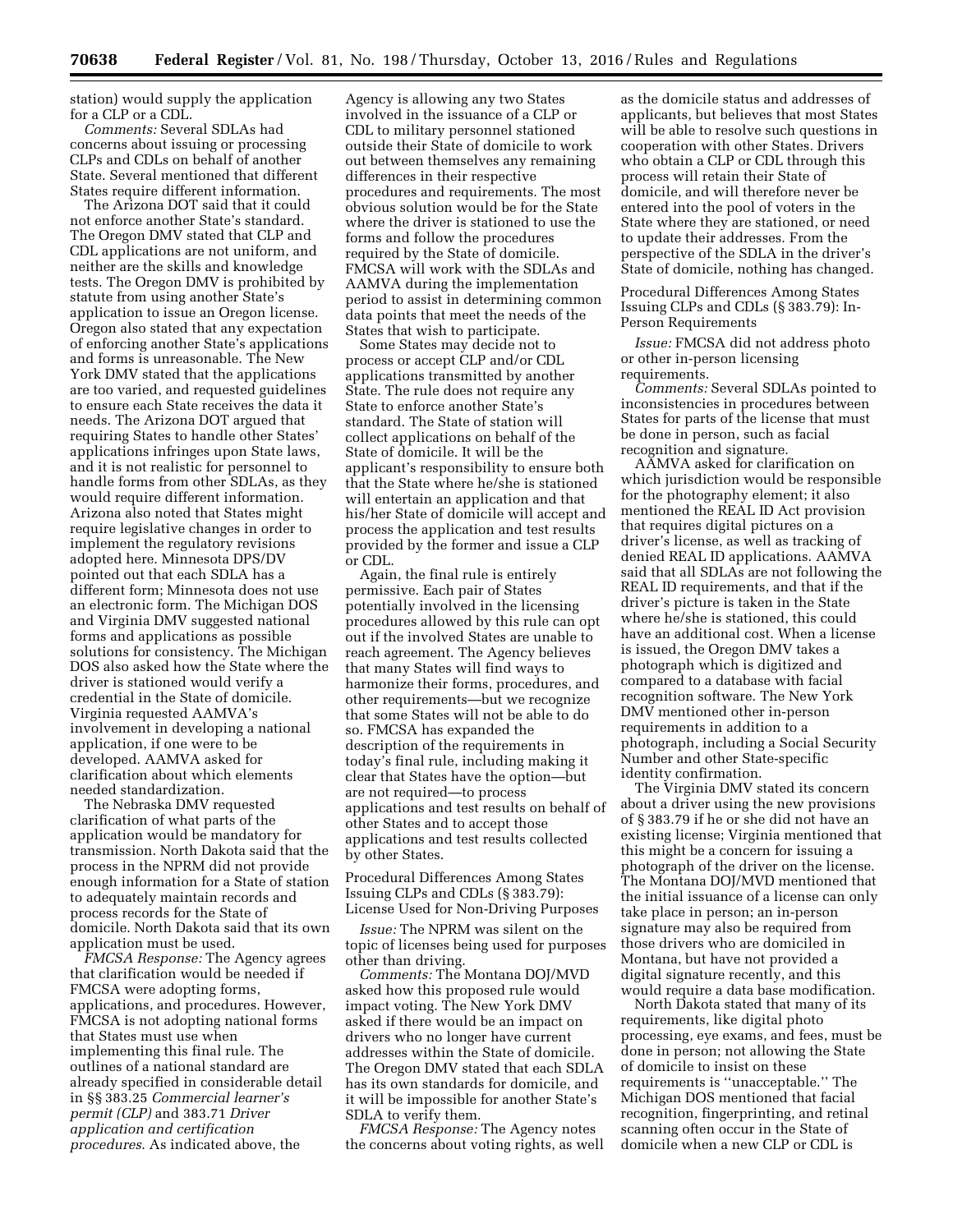station) would supply the application for a CLP or a CDL.

*Comments:* Several SDLAs had concerns about issuing or processing CLPs and CDLs on behalf of another State. Several mentioned that different States require different information.

The Arizona DOT said that it could not enforce another State's standard. The Oregon DMV stated that CLP and CDL applications are not uniform, and neither are the skills and knowledge tests. The Oregon DMV is prohibited by statute from using another State's application to issue an Oregon license. Oregon also stated that any expectation of enforcing another State's applications and forms is unreasonable. The New York DMV stated that the applications are too varied, and requested guidelines to ensure each State receives the data it needs. The Arizona DOT argued that requiring States to handle other States' applications infringes upon State laws, and it is not realistic for personnel to handle forms from other SDLAs, as they would require different information. Arizona also noted that States might require legislative changes in order to implement the regulatory revisions adopted here. Minnesota DPS/DV pointed out that each SDLA has a different form; Minnesota does not use an electronic form. The Michigan DOS and Virginia DMV suggested national forms and applications as possible solutions for consistency. The Michigan DOS also asked how the State where the driver is stationed would verify a credential in the State of domicile. Virginia requested AAMVA's involvement in developing a national application, if one were to be developed. AAMVA asked for clarification about which elements needed standardization.

The Nebraska DMV requested clarification of what parts of the application would be mandatory for transmission. North Dakota said that the process in the NPRM did not provide enough information for a State of station to adequately maintain records and process records for the State of domicile. North Dakota said that its own application must be used.

*FMCSA Response:* The Agency agrees that clarification would be needed if FMCSA were adopting forms, applications, and procedures. However, FMCSA is not adopting national forms that States must use when implementing this final rule. The outlines of a national standard are already specified in considerable detail in §§ 383.25 *Commercial learner's permit (CLP)* and 383.71 *Driver application and certification procedures.* As indicated above, the Agency is allowing any two States involved in the issuance of a CLP or CDL to military personnel stationed outside their State of domicile to work out between themselves any remaining differences in their respective procedures and requirements. The most obvious solution would be for the State where the driver is stationed to use the forms and follow the procedures required by the State of domicile. FMCSA will work with the SDLAs and AAMVA during the implementation period to assist in determining common data points that meet the needs of the States that wish to participate.

Some States may decide not to process or accept CLP and/or CDL applications transmitted by another State. The rule does not require any State to enforce another State's standard. The State of station will collect applications on behalf of the State of domicile. It will be the applicant's responsibility to ensure both that the State where he/she is stationed will entertain an application and that his/her State of domicile will accept and process the application and test results provided by the former and issue a CLP or CDL.

Again, the final rule is entirely permissive. Each pair of States potentially involved in the licensing procedures allowed by this rule can opt out if the involved States are unable to reach agreement. The Agency believes that many States will find ways to harmonize their forms, procedures, and other requirements—but we recognize that some States will not be able to do so. FMCSA has expanded the description of the requirements in today's final rule, including making it clear that States have the option—but are not required—to process applications and test results on behalf of other States and to accept those applications and test results collected by other States.

Procedural Differences Among States Issuing CLPs and CDLs (§ 383.79): License Used for Non-Driving Purposes

*Issue:* The NPRM was silent on the topic of licenses being used for purposes other than driving.

*Comments:* The Montana DOJ/MVD asked how this proposed rule would impact voting. The New York DMV asked if there would be an impact on drivers who no longer have current addresses within the State of domicile. The Oregon DMV stated that each SDLA has its own standards for domicile, and it will be impossible for another State's SDLA to verify them.

*FMCSA Response:* The Agency notes the concerns about voting rights, as well as the domicile status and addresses of applicants, but believes that most States will be able to resolve such questions in cooperation with other States. Drivers who obtain a CLP or CDL through this process will retain their State of domicile, and will therefore never be entered into the pool of voters in the State where they are stationed, or need to update their addresses. From the perspective of the SDLA in the driver's State of domicile, nothing has changed.

Procedural Differences Among States Issuing CLPs and CDLs (§ 383.79): In-Person Requirements

*Issue:* FMCSA did not address photo or other in-person licensing requirements.

*Comments:* Several SDLAs pointed to inconsistencies in procedures between States for parts of the license that must be done in person, such as facial recognition and signature.

AAMVA asked for clarification on which jurisdiction would be responsible for the photography element; it also mentioned the REAL ID Act provision that requires digital pictures on a driver's license, as well as tracking of denied REAL ID applications. AAMVA said that all SDLAs are not following the REAL ID requirements, and that if the driver's picture is taken in the State where he/she is stationed, this could have an additional cost. When a license is issued, the Oregon DMV takes a photograph which is digitized and compared to a database with facial recognition software. The New York DMV mentioned other in-person requirements in addition to a photograph, including a Social Security Number and other State-specific identity confirmation.

The Virginia DMV stated its concern about a driver using the new provisions of § 383.79 if he or she did not have an existing license; Virginia mentioned that this might be a concern for issuing a photograph of the driver on the license. The Montana DOJ/MVD mentioned that the initial issuance of a license can only take place in person; an in-person signature may also be required from those drivers who are domiciled in Montana, but have not provided a digital signature recently, and this would require a data base modification.

North Dakota stated that many of its requirements, like digital photo processing, eye exams, and fees, must be done in person; not allowing the State of domicile to insist on these requirements is ''unacceptable.'' The Michigan DOS mentioned that facial recognition, fingerprinting, and retinal scanning often occur in the State of domicile when a new CLP or CDL is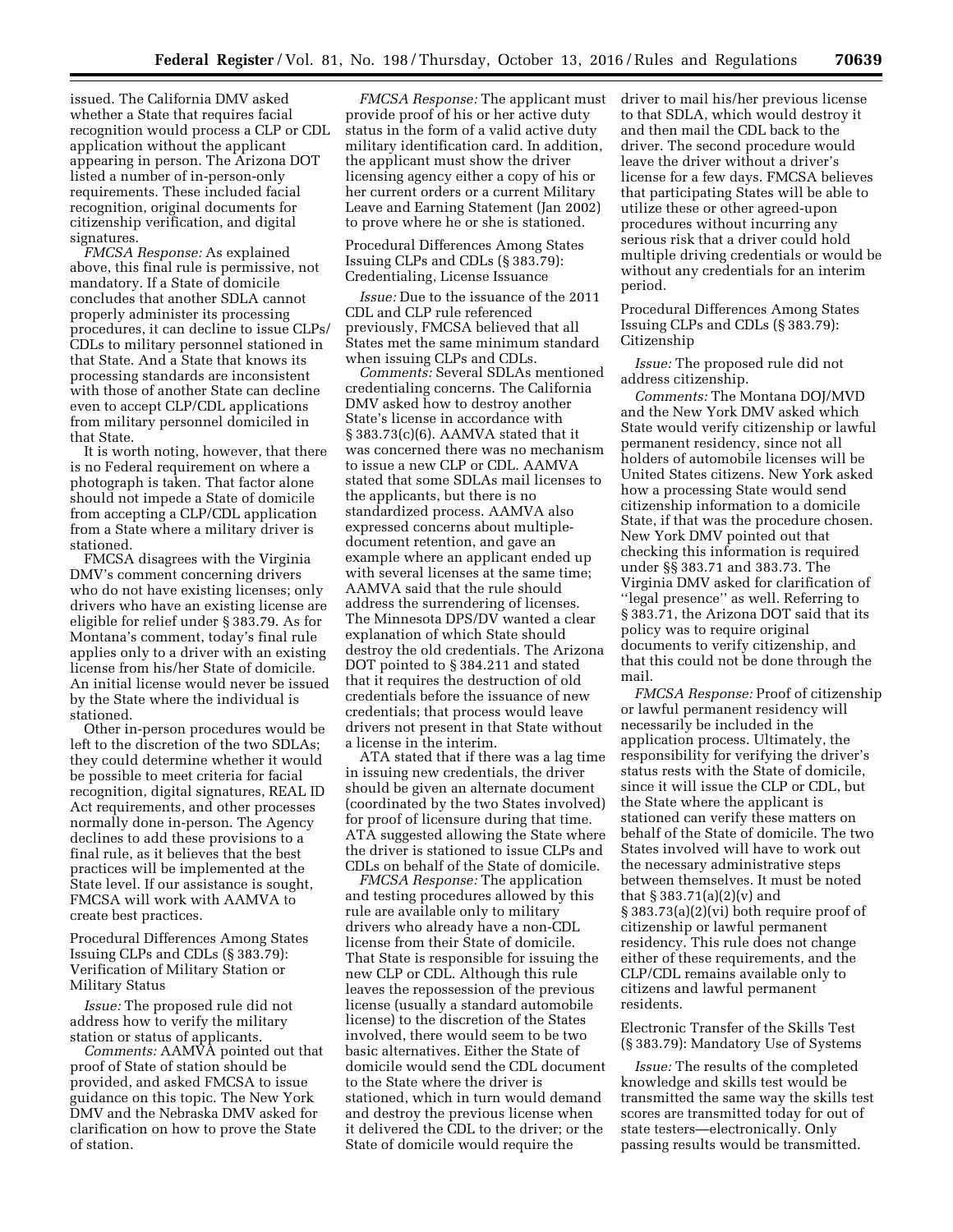issued. The California DMV asked whether a State that requires facial recognition would process a CLP or CDL application without the applicant appearing in person. The Arizona DOT listed a number of in-person-only requirements. These included facial recognition, original documents for citizenship verification, and digital signatures.

*FMCSA Response:* As explained above, this final rule is permissive, not mandatory. If a State of domicile concludes that another SDLA cannot properly administer its processing procedures, it can decline to issue CLPs/CDLs to military personnel stationed in that State. And a State that knows its processing standards are inconsistent with those of another State can decline even to accept CLP/CDL applications from military personnel domiciled in that State.

It is worth noting, however, that there is no Federal requirement on where a photograph is taken. That factor alone should not impede a State of domicile from accepting a CLP/CDL application from a State where a military driver is stationed.

FMCSA disagrees with the Virginia DMV's comment concerning drivers who do not have existing licenses; only drivers who have an existing license are eligible for relief under § 383.79. As for Montana's comment, today's final rule applies only to a driver with an existing license from his/her State of domicile. An initial license would never be issued by the State where the individual is stationed.

Other in-person procedures would be left to the discretion of the two SDLAs; they could determine whether it would be possible to meet criteria for facial recognition, digital signatures, REAL ID Act requirements, and other processes normally done in-person. The Agency declines to add these provisions to a final rule, as it believes that the best practices will be implemented at the State level. If our assistance is sought, FMCSA will work with AAMVA to create best practices.

Procedural Differences Among States Issuing CLPs and CDLs (§ 383.79): Verification of Military Station or Military Status

*Issue:* The proposed rule did not address how to verify the military station or status of applicants.

*Comments:* AAMVA pointed out that proof of State of station should be provided, and asked FMCSA to issue guidance on this topic. The New York DMV and the Nebraska DMV asked for clarification on how to prove the State of station.

*FMCSA Response:* The applicant must provide proof of his or her active duty status in the form of a valid active duty military identification card. In addition, the applicant must show the driver licensing agency either a copy of his or her current orders or a current Military Leave and Earning Statement (Jan 2002) to prove where he or she is stationed.

Procedural Differences Among States Issuing CLPs and CDLs (§ 383.79): Credentialing, License Issuance

*Issue:* Due to the issuance of the 2011 CDL and CLP rule referenced previously, FMCSA believed that all States met the same minimum standard when issuing CLPs and CDLs.

*Comments:* Several SDLAs mentioned credentialing concerns. The California DMV asked how to destroy another State's license in accordance with § 383.73(c)(6). AAMVA stated that it was concerned there was no mechanism to issue a new CLP or CDL. AAMVA stated that some SDLAs mail licenses to the applicants, but there is no standardized process. AAMVA also expressed concerns about multiple-document retention, and gave an example where an applicant ended up with several licenses at the same time; AAMVA said that the rule should address the surrendering of licenses. The Minnesota DPS/DV wanted a clear explanation of which State should destroy the old credentials. The Arizona DOT pointed to § 384.211 and stated that it requires the destruction of old credentials before the issuance of new credentials; that process would leave drivers not present in that State without a license in the interim.

ATA stated that if there was a lag time in issuing new credentials, the driver should be given an alternate document (coordinated by the two States involved) for proof of licensure during that time. ATA suggested allowing the State where the driver is stationed to issue CLPs and CDLs on behalf of the State of domicile.

*FMCSA Response:* The application and testing procedures allowed by this rule are available only to military drivers who already have a non-CDL license from their State of domicile. That State is responsible for issuing the new CLP or CDL. Although this rule leaves the repossession of the previous license (usually a standard automobile license) to the discretion of the States involved, there would seem to be two basic alternatives. Either the State of domicile would send the CDL document to the State where the driver is stationed, which in turn would demand and destroy the previous license when it delivered the CDL to the driver; or the State of domicile would require the driver to mail his/her previous license to that SDLA, which would destroy it and then mail the CDL back to the driver. The second procedure would leave the driver without a driver's license for a few days. FMCSA believes that participating States will be able to utilize these or other agreed-upon procedures without incurring any serious risk that a driver could hold multiple driving credentials or would be without any credentials for an interim period.

Procedural Differences Among States Issuing CLPs and CDLs (§ 383.79): Citizenship

*Issue:* The proposed rule did not address citizenship.

*Comments:* The Montana DOJ/MVD and the New York DMV asked which State would verify citizenship or lawful permanent residency, since not all holders of automobile licenses will be United States citizens. New York asked how a processing State would send citizenship information to a domicile State, if that was the procedure chosen. New York DMV pointed out that checking this information is required under §§ 383.71 and 383.73. The Virginia DMV asked for clarification of "legal presence" as well. Referring to § 383.71, the Arizona DOT said that its policy was to require original documents to verify citizenship, and that this could not be done through the mail.

*FMCSA Response:* Proof of citizenship or lawful permanent residency will necessarily be included in the application process. Ultimately, the responsibility for verifying the driver's status rests with the State of domicile, since it will issue the CLP or CDL, but the State where the applicant is stationed can verify these matters on behalf of the State of domicile. The two States involved will have to work out the necessary administrative steps between themselves. It must be noted that § 383.71(a)(2)(v) and § 383.73(a)(2)(vi) both require proof of citizenship or lawful permanent residency. This rule does not change either of these requirements, and the CLP/CDL remains available only to citizens and lawful permanent residents.

Electronic Transfer of the Skills Test (§ 383.79): Mandatory Use of Systems

*Issue:* The results of the completed knowledge and skills test would be transmitted the same way the skills test scores are transmitted today for out of state testers—electronically. Only passing results would be transmitted.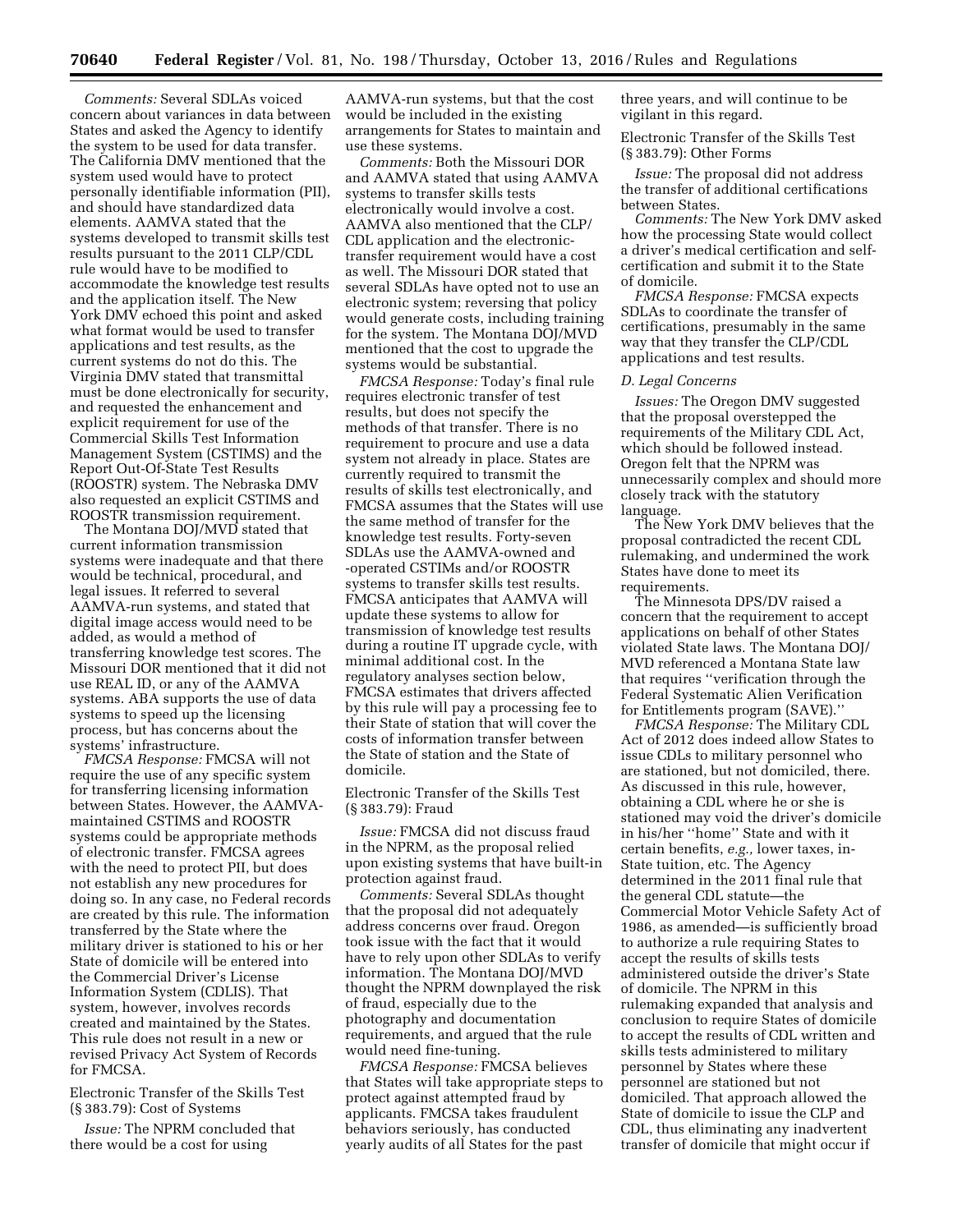*Comments:* Several SDLAs voiced concern about variances in data between States and asked the Agency to identify the system to be used for data transfer. The California DMV mentioned that the system used would have to protect personally identifiable information (PII), and should have standardized data elements. AAMVA stated that the systems developed to transmit skills test results pursuant to the 2011 CLP/CDL rule would have to be modified to accommodate the knowledge test results and the application itself. The New York DMV echoed this point and asked what format would be used to transfer applications and test results, as the current systems do not do this. The Virginia DMV stated that transmittal must be done electronically for security, and requested the enhancement and explicit requirement for use of the Commercial Skills Test Information Management System (CSTIMS) and the Report Out-Of-State Test Results (ROOSTR) system. The Nebraska DMV also requested an explicit CSTIMS and ROOSTR transmission requirement.

The Montana DOJ/MVD stated that current information transmission systems were inadequate and that there would be technical, procedural, and legal issues. It referred to several AAMVA-run systems, and stated that digital image access would need to be added, as would a method of transferring knowledge test scores. The Missouri DOR mentioned that it did not use REAL ID, or any of the AAMVA systems. ABA supports the use of data systems to speed up the licensing process, but has concerns about the systems' infrastructure.

*FMCSA Response:* FMCSA will not require the use of any specific system for transferring licensing information between States. However, the AAMVA-maintained CSTIMS and ROOSTR systems could be appropriate methods of electronic transfer. FMCSA agrees with the need to protect PII, but does not establish any new procedures for doing so. In any case, no Federal records are created by this rule. The information transferred by the State where the military driver is stationed to his or her State of domicile will be entered into the Commercial Driver's License Information System (CDLIS). That system, however, involves records created and maintained by the States. This rule does not result in a new or revised Privacy Act System of Records for FMCSA.

Electronic Transfer of the Skills Test (§ 383.79): Cost of Systems

*Issue:* The NPRM concluded that there would be a cost for using AAMVA-run systems, but that the cost would be included in the existing arrangements for States to maintain and use these systems.

*Comments:* Both the Missouri DOR and AAMVA stated that using AAMVA systems to transfer skills tests electronically would involve a cost. AAMVA also mentioned that the CLP/CDL application and the electronic-transfer requirement would have a cost as well. The Missouri DOR stated that several SDLAs have opted not to use an electronic system; reversing that policy would generate costs, including training for the system. The Montana DOJ/MVD mentioned that the cost to upgrade the systems would be substantial.

*FMCSA Response:* Today's final rule requires electronic transfer of test results, but does not specify the methods of that transfer. There is no requirement to procure and use a data system not already in place. States are currently required to transmit the results of skills test electronically, and FMCSA assumes that the States will use the same method of transfer for the knowledge test results. Forty-seven SDLAs use the AAMVA-owned and -operated CSTIMs and/or ROOSTR systems to transfer skills test results. FMCSA anticipates that AAMVA will update these systems to allow for transmission of knowledge test results during a routine IT upgrade cycle, with minimal additional cost. In the regulatory analyses section below, FMCSA estimates that drivers affected by this rule will pay a processing fee to their State of station that will cover the costs of information transfer between the State of station and the State of domicile.

Electronic Transfer of the Skills Test (§ 383.79): Fraud

*Issue:* FMCSA did not discuss fraud in the NPRM, as the proposal relied upon existing systems that have built-in protection against fraud.

*Comments:* Several SDLAs thought that the proposal did not adequately address concerns over fraud. Oregon took issue with the fact that it would have to rely upon other SDLAs to verify information. The Montana DOJ/MVD thought the NPRM downplayed the risk of fraud, especially due to the photography and documentation requirements, and argued that the rule would need fine-tuning.

*FMCSA Response:* FMCSA believes that States will take appropriate steps to protect against attempted fraud by applicants. FMCSA takes fraudulent behaviors seriously, has conducted yearly audits of all States for the past three years, and will continue to be vigilant in this regard.

Electronic Transfer of the Skills Test (§ 383.79): Other Forms

*Issue:* The proposal did not address the transfer of additional certifications between States.

*Comments:* The New York DMV asked how the processing State would collect a driver's medical certification and self-certification and submit it to the State of domicile.

*FMCSA Response:* FMCSA expects SDLAs to coordinate the transfer of certifications, presumably in the same way that they transfer the CLP/CDL applications and test results.

### *D. Legal Concerns*

*Issues:* The Oregon DMV suggested that the proposal overstepped the requirements of the Military CDL Act, which should be followed instead. Oregon felt that the NPRM was unnecessarily complex and should more closely track with the statutory language.

The New York DMV believes that the proposal contradicted the recent CDL rulemaking, and undermined the work States have done to meet its requirements.

The Minnesota DPS/DV raised a concern that the requirement to accept applications on behalf of other States violated State laws. The Montana DOJ/MVD referenced a Montana State law that requires "verification through the Federal Systematic Alien Verification for Entitlements program (SAVE)."

*FMCSA Response:* The Military CDL Act of 2012 does indeed allow States to issue CDLs to military personnel who are stationed, but not domiciled, there. As discussed in this rule, however, obtaining a CDL where he or she is stationed may void the driver's domicile in his/her "home" State and with it certain benefits, *e.g.,* lower taxes, in-State tuition, etc. The Agency determined in the 2011 final rule that the general CDL statute—the Commercial Motor Vehicle Safety Act of 1986, as amended—is sufficiently broad to authorize a rule requiring States to accept the results of skills tests administered outside the driver's State of domicile. The NPRM in this rulemaking expanded that analysis and conclusion to require States of domicile to accept the results of CDL written and skills tests administered to military personnel by States where these personnel are stationed but not domiciled. That approach allowed the State of domicile to issue the CLP and CDL, thus eliminating any inadvertent transfer of domicile that might occur if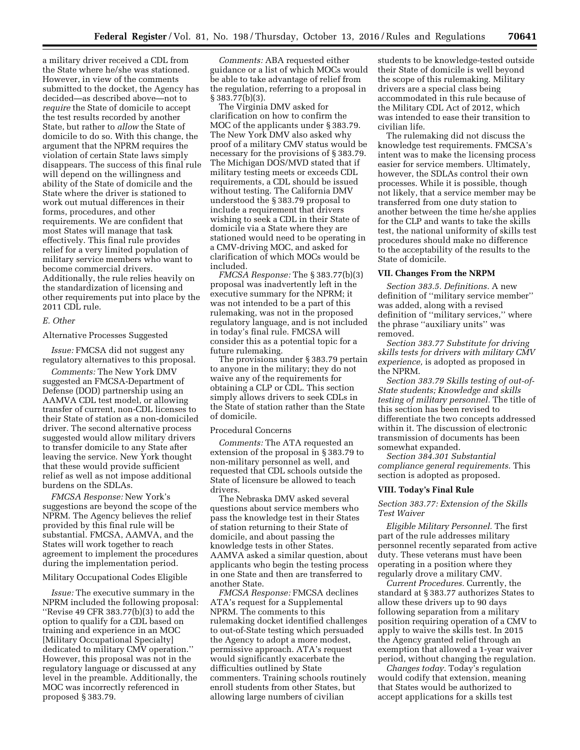a military driver received a CDL from the State where he/she was stationed. However, in view of the comments submitted to the docket, the Agency has decided—as described above—not to *require* the State of domicile to accept the test results recorded by another State, but rather to *allow* the State of domicile to do so. With this change, the argument that the NPRM requires the violation of certain State laws simply disappears. The success of this final rule will depend on the willingness and ability of the State of domicile and the State where the driver is stationed to work out mutual differences in their forms, procedures, and other requirements. We are confident that most States will manage that task effectively. This final rule provides relief for a very limited population of military service members who want to become commercial drivers. Additionally, the rule relies heavily on the standardization of licensing and other requirements put into place by the 2011 CDL rule.

### *E. Other*

Alternative Processes Suggested

*Issue:* FMCSA did not suggest any regulatory alternatives to this proposal.

*Comments:* The New York DMV suggested an FMCSA-Department of Defense (DOD) partnership using an AAMVA CDL test model, or allowing transfer of current, non-CDL licenses to their State of station as a non-domiciled driver. The second alternative process suggested would allow military drivers to transfer domicile to any State after leaving the service. New York thought that these would provide sufficient relief as well as not impose additional burdens on the SDLAs.

*FMCSA Response:* New York's suggestions are beyond the scope of the NPRM. The Agency believes the relief provided by this final rule will be substantial. FMCSA, AAMVA, and the States will work together to reach agreement to implement the procedures during the implementation period.

Military Occupational Codes Eligible

*Issue:* The executive summary in the NPRM included the following proposal: ''Revise 49 CFR 383.77(b)(3) to add the option to qualify for a CDL based on training and experience in an MOC [Military Occupational Specialty] dedicated to military CMV operation.'' However, this proposal was not in the regulatory language or discussed at any level in the preamble. Additionally, the MOC was incorrectly referenced in proposed § 383.79.

*Comments:* ABA requested either guidance or a list of which MOCs would be able to take advantage of relief from the regulation, referring to a proposal in § 383.77(b)(3).

The Virginia DMV asked for clarification on how to confirm the MOC of the applicants under § 383.79. The New York DMV also asked why proof of a military CMV status would be necessary for the provisions of § 383.79. The Michigan DOS/MVD stated that if military testing meets or exceeds CDL requirements, a CDL should be issued without testing. The California DMV understood the § 383.79 proposal to include a requirement that drivers wishing to seek a CDL in their State of domicile via a State where they are stationed would need to be operating in a CMV-driving MOC, and asked for clarification of which MOCs would be included.

*FMCSA Response:* The § 383.77(b)(3) proposal was inadvertently left in the executive summary for the NPRM; it was not intended to be a part of this rulemaking, was not in the proposed regulatory language, and is not included in today's final rule. FMCSA will consider this as a potential topic for a future rulemaking.

The provisions under § 383.79 pertain to anyone in the military; they do not waive any of the requirements for obtaining a CLP or CDL. This section simply allows drivers to seek CDLs in the State of station rather than the State of domicile.

Procedural Concerns

*Comments:* The ATA requested an extension of the proposal in § 383.79 to non-military personnel as well, and requested that CDL schools outside the State of licensure be allowed to teach drivers.

The Nebraska DMV asked several questions about service members who pass the knowledge test in their States of station returning to their State of domicile, and about passing the knowledge tests in other States. AAMVA asked a similar question, about applicants who begin the testing process in one State and then are transferred to another State.

*FMCSA Response:* FMCSA declines ATA's request for a Supplemental NPRM. The comments to this rulemaking docket identified challenges to out-of-State testing which persuaded the Agency to adopt a more modest, permissive approach. ATA's request would significantly exacerbate the difficulties outlined by State commenters. Training schools routinely enroll students from other States, but allowing large numbers of civilian students to be knowledge-tested outside their State of domicile is well beyond the scope of this rulemaking. Military drivers are a special class being accommodated in this rule because of the Military CDL Act of 2012, which was intended to ease their transition to civilian life.

The rulemaking did not discuss the knowledge test requirements. FMCSA's intent was to make the licensing process easier for service members. Ultimately, however, the SDLAs control their own processes. While it is possible, though not likely, that a service member may be transferred from one duty station to another between the time he/she applies for the CLP and wants to take the skills test, the national uniformity of skills test procedures should make no difference to the acceptability of the results to the State of domicile.

## VII. Changes From the NRPM

*Section 383.5. Definitions.* A new definition of ''military service member'' was added, along with a revised definition of ''military services,'' where the phrase ''auxiliary units'' was removed.

*Section 383.77 Substitute for driving skills tests for drivers with military CMV experience,* is adopted as proposed in the NPRM.

*Section 383.79 Skills testing of out-of-State students; Knowledge and skills testing of military personnel.* The title of this section has been revised to differentiate the two concepts addressed within it. The discussion of electronic transmission of documents has been somewhat expanded.

*Section 384.301 Substantial compliance general requirements.* This section is adopted as proposed.

## VIII. Today's Final Rule

### *Section 383.77: Extension of the Skills Test Waiver*

*Eligible Military Personnel.* The first part of the rule addresses military personnel recently separated from active duty. These veterans must have been operating in a position where they regularly drove a military CMV.

*Current Procedures.* Currently, the standard at § 383.77 authorizes States to allow these drivers up to 90 days following separation from a military position requiring operation of a CMV to apply to waive the skills test. In 2015 the Agency granted relief through an exemption that allowed a 1-year waiver period, without changing the regulation.

*Changes today.* Today's regulation would codify that extension, meaning that States would be authorized to accept applications for a skills test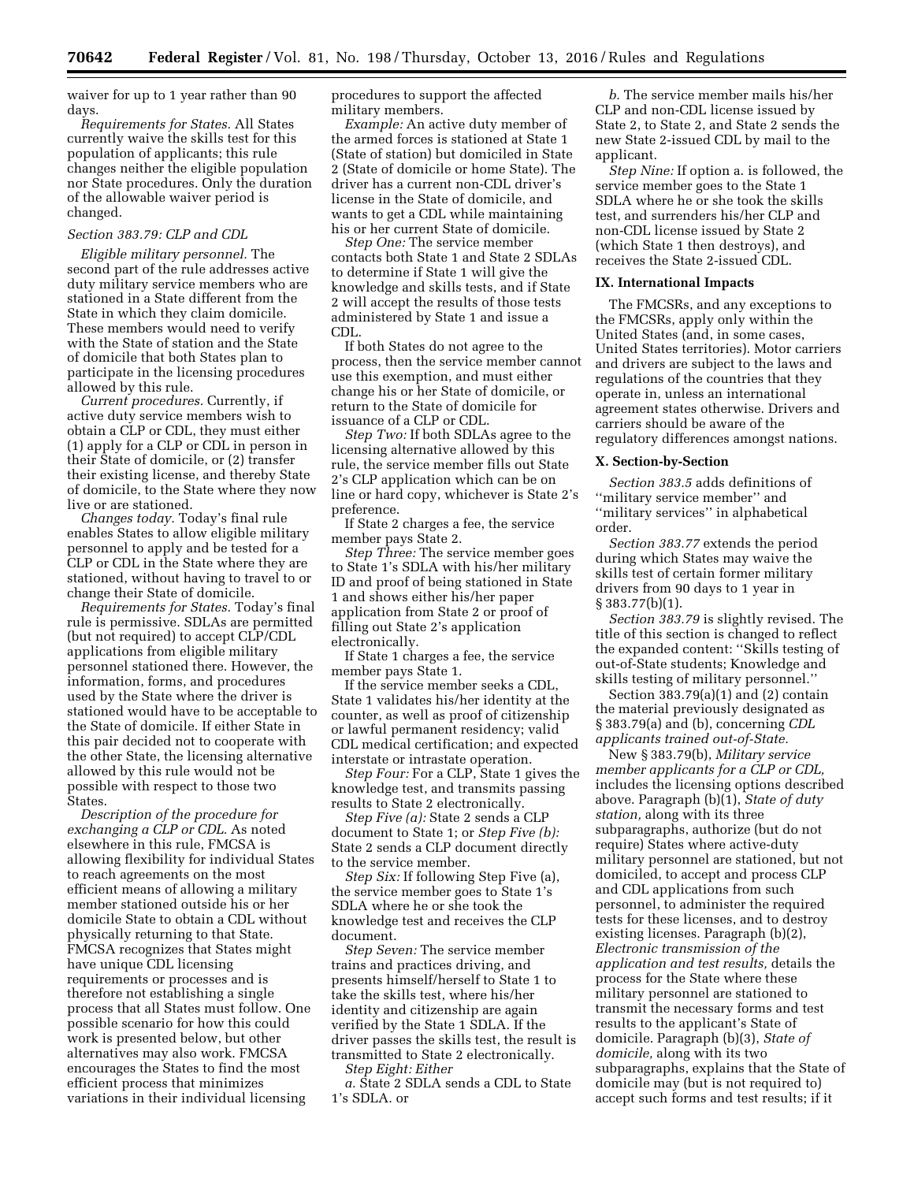waiver for up to 1 year rather than 90 days.

*Requirements for States.* All States currently waive the skills test for this population of applicants; this rule changes neither the eligible population nor State procedures. Only the duration of the allowable waiver period is changed.

### *Section 383.79: CLP and CDL*

*Eligible military personnel.* The second part of the rule addresses active duty military service members who are stationed in a State different from the State in which they claim domicile. These members would need to verify with the State of station and the State of domicile that both States plan to participate in the licensing procedures allowed by this rule.

*Current procedures.* Currently, if active duty service members wish to obtain a CLP or CDL, they must either (1) apply for a CLP or CDL in person in their State of domicile, or (2) transfer their existing license, and thereby State of domicile, to the State where they now live or are stationed.

*Changes today.* Today's final rule enables States to allow eligible military personnel to apply and be tested for a CLP or CDL in the State where they are stationed, without having to travel to or change their State of domicile.

*Requirements for States.* Today's final rule is permissive. SDLAs are permitted (but not required) to accept CLP/CDL applications from eligible military personnel stationed there. However, the information, forms, and procedures used by the State where the driver is stationed would have to be acceptable to the State of domicile. If either State in this pair decided not to cooperate with the other State, the licensing alternative allowed by this rule would not be possible with respect to those two States.

*Description of the procedure for exchanging a CLP or CDL.* As noted elsewhere in this rule, FMCSA is allowing flexibility for individual States to reach agreements on the most efficient means of allowing a military member stationed outside his or her domicile State to obtain a CDL without physically returning to that State. FMCSA recognizes that States might have unique CDL licensing requirements or processes and is therefore not establishing a single process that all States must follow. One possible scenario for how this could work is presented below, but other alternatives may also work. FMCSA encourages the States to find the most efficient process that minimizes variations in their individual licensing procedures to support the affected military members.

*Example:* An active duty member of the armed forces is stationed at State 1 (State of station) but domiciled in State 2 (State of domicile or home State). The driver has a current non-CDL driver's license in the State of domicile, and wants to get a CDL while maintaining his or her current State of domicile.

*Step One:* The service member contacts both State 1 and State 2 SDLAs to determine if State 1 will give the knowledge and skills tests, and if State 2 will accept the results of those tests administered by State 1 and issue a CDL.

If both States do not agree to the process, then the service member cannot use this exemption, and must either change his or her State of domicile, or return to the State of domicile for issuance of a CLP or CDL.

*Step Two:* If both SDLAs agree to the licensing alternative allowed by this rule, the service member fills out State 2's CLP application which can be on line or hard copy, whichever is State 2's preference.

If State 2 charges a fee, the service member pays State 2.

*Step Three:* The service member goes to State 1's SDLA with his/her military ID and proof of being stationed in State 1 and shows either his/her paper application from State 2 or proof of filling out State 2's application electronically.

If State 1 charges a fee, the service member pays State 1.

If the service member seeks a CDL, State 1 validates his/her identity at the counter, as well as proof of citizenship or lawful permanent residency; valid CDL medical certification; and expected interstate or intrastate operation.

*Step Four:* For a CLP, State 1 gives the knowledge test, and transmits passing results to State 2 electronically.

*Step Five (a):* State 2 sends a CLP document to State 1; or *Step Five (b):* State 2 sends a CLP document directly to the service member.

*Step Six:* If following Step Five (a), the service member goes to State 1's SDLA where he or she took the knowledge test and receives the CLP document.

*Step Seven:* The service member trains and practices driving, and presents himself/herself to State 1 to take the skills test, where his/her identity and citizenship are again verified by the State 1 SDLA. If the driver passes the skills test, the result is transmitted to State 2 electronically.

*Step Eight:* Either

*a.* State 2 SDLA sends a CDL to State 1's SDLA. or

*b.* The service member mails his/her CLP and non-CDL license issued by State 2, to State 2, and State 2 sends the new State 2-issued CDL by mail to the applicant.

*Step Nine:* If option a. is followed, the service member goes to the State 1 SDLA where he or she took the skills test, and surrenders his/her CLP and non-CDL license issued by State 2 (which State 1 then destroys), and receives the State 2-issued CDL.

## IX. International Impacts

The FMCSRs, and any exceptions to the FMCSRs, apply only within the United States (and, in some cases, United States territories). Motor carriers and drivers are subject to the laws and regulations of the countries that they operate in, unless an international agreement states otherwise. Drivers and carriers should be aware of the regulatory differences amongst nations.

## X. Section-by-Section

*Section 383.5* adds definitions of ''military service member'' and ''military services'' in alphabetical order.

*Section 383.77* extends the period during which States may waive the skills test of certain former military drivers from 90 days to 1 year in § 383.77(b)(1).

*Section 383.79* is slightly revised. The title of this section is changed to reflect the expanded content: ''Skills testing of out-of-State students; Knowledge and skills testing of military personnel.''

Section 383.79(a)(1) and (2) contain the material previously designated as § 383.79(a) and (b), concerning *CDL applicants trained out-of-State.*

New § 383.79(b), *Military service member applicants for a CLP or CDL,* includes the licensing options described above. Paragraph (b)(1), *State of duty station,* along with its three subparagraphs, authorize (but do not require) States where active-duty military personnel are stationed, but not domiciled, to accept and process CLP and CDL applications from such personnel, to administer the required tests for these licenses, and to destroy existing licenses. Paragraph (b)(2), *Electronic transmission of the application and test results,* details the process for the State where these military personnel are stationed to transmit the necessary forms and test results to the applicant's State of domicile. Paragraph (b)(3), *State of domicile,* along with its two subparagraphs, explains that the State of domicile may (but is not required to) accept such forms and test results; if it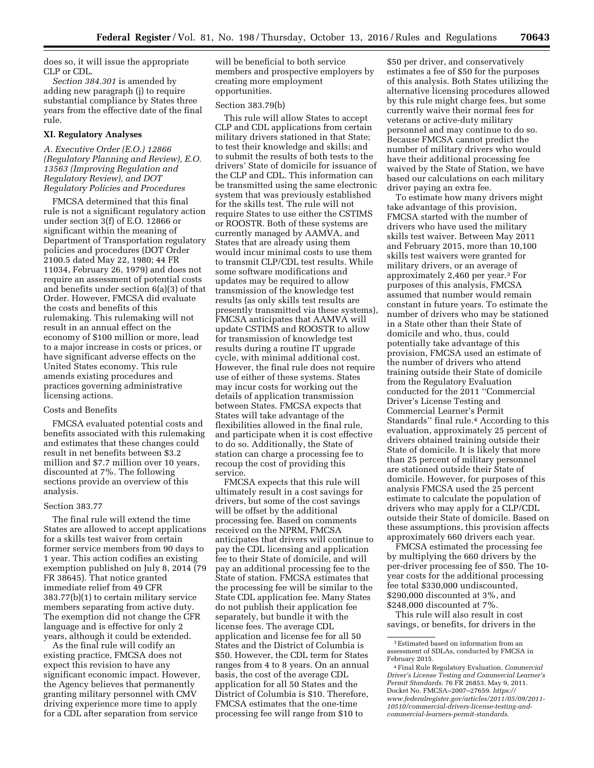does so, it will issue the appropriate CLP or CDL.

*Section 384.301* is amended by adding new paragraph (j) to require substantial compliance by States three years from the effective date of the final rule.

## XI. Regulatory Analyses

### *A. Executive Order (E.O.) 12866 (Regulatory Planning and Review), E.O. 13563 (Improving Regulation and Regulatory Review), and DOT Regulatory Policies and Procedures*

FMCSA determined that this final rule is not a significant regulatory action under section 3(f) of E.O. 12866 or significant within the meaning of Department of Transportation regulatory policies and procedures (DOT Order 2100.5 dated May 22, 1980; 44 FR 11034, February 26, 1979) and does not require an assessment of potential costs and benefits under section 6(a)(3) of that Order. However, FMCSA did evaluate the costs and benefits of this rulemaking. This rulemaking will not result in an annual effect on the economy of $100 million or more, lead to a major increase in costs or prices, or have significant adverse effects on the United States economy. This rule amends existing procedures and practices governing administrative licensing actions.

#### Costs and Benefits

FMCSA evaluated potential costs and benefits associated with this rulemaking and estimates that these changes could result in net benefits between $3.2 million and $7.7 million over 10 years, discounted at 7%. The following sections provide an overview of this analysis.

#### Section 383.77

The final rule will extend the time States are allowed to accept applications for a skills test waiver from certain former service members from 90 days to 1 year. This action codifies an existing exemption published on July 8, 2014 (79 FR 38645). That notice granted immediate relief from 49 CFR 383.77(b)(1) to certain military service members separating from active duty. The exemption did not change the CFR language and is effective for only 2 years, although it could be extended.

As the final rule will codify an existing practice, FMCSA does not expect this revision to have any significant economic impact. However, the Agency believes that permanently granting military personnel with CMV driving experience more time to apply for a CDL after separation from service will be beneficial to both service members and prospective employers by creating more employment opportunities.

#### Section 383.79(b)

This rule will allow States to accept CLP and CDL applications from certain military drivers stationed in that State; to test their knowledge and skills; and to submit the results of both tests to the drivers' State of domicile for issuance of the CLP and CDL. This information can be transmitted using the same electronic system that was previously established for the skills test. The rule will not require States to use either the CSTIMS or ROOSTR. Both of these systems are currently managed by AAMVA, and States that are already using them would incur minimal costs to use them to transmit CLP/CDL test results. While some software modifications and updates may be required to allow transmission of the knowledge test results (as only skills test results are presently transmitted via these systems), FMCSA anticipates that AAMVA will update CSTIMS and ROOSTR to allow for transmission of knowledge test results during a routine IT upgrade cycle, with minimal additional cost. However, the final rule does not require use of either of these systems. States may incur costs for working out the details of application transmission between States. FMCSA expects that States will take advantage of the flexibilities allowed in the final rule, and participate when it is cost effective to do so. Additionally, the State of station can charge a processing fee to recoup the cost of providing this service.

FMCSA expects that this rule will ultimately result in a cost savings for drivers, but some of the cost savings will be offset by the additional processing fee. Based on comments received on the NPRM, FMCSA anticipates that drivers will continue to pay the CDL licensing and application fee to their State of domicile, and will pay an additional processing fee to the State of station. FMCSA estimates that the processing fee will be similar to the State CDL application fee. Many States do not publish their application fee separately, but bundle it with the license fees. The average CDL application and license fee for all 50 States and the District of Columbia is $50. However, the CDL term for States ranges from 4 to 8 years. On an annual basis, the cost of the average CDL application for all 50 States and the District of Columbia is $10. Therefore, FMCSA estimates that the one-time processing fee will range from $10 to $50 per driver, and conservatively estimates a fee of $50 for the purposes of this analysis. Both States utilizing the alternative licensing procedures allowed by this rule might charge fees, but some currently waive their normal fees for veterans or active-duty military personnel and may continue to do so. Because FMCSA cannot predict the number of military drivers who would have their additional processing fee waived by the State of Station, we have based our calculations on each military driver paying an extra fee.

To estimate how many drivers might take advantage of this provision, FMCSA started with the number of drivers who have used the military skills test waiver. Between May 2011 and February 2015, more than 10,100 skills test waivers were granted for military drivers, or an average of approximately 2,460 per year.[3] For purposes of this analysis, FMCSA assumed that number would remain constant in future years. To estimate the number of drivers who may be stationed in a State other than their State of domicile and who, thus, could potentially take advantage of this provision, FMCSA used an estimate of the number of drivers who attend training outside their State of domicile from the Regulatory Evaluation conducted for the 2011 "Commercial Driver's License Testing and Commercial Learner's Permit Standards" final rule.[4] According to this evaluation, approximately 25 percent of drivers obtained training outside their State of domicile. It is likely that more than 25 percent of military personnel are stationed outside their State of domicile. However, for purposes of this analysis FMCSA used the 25 percent estimate to calculate the population of drivers who may apply for a CLP/CDL outside their State of domicile. Based on these assumptions, this provision affects approximately 660 drivers each year.

FMCSA estimated the processing fee by multiplying the 660 drivers by the per-driver processing fee of $50. The 10-year costs for the additional processing fee total $330,000 undiscounted, $290,000 discounted at 3%, and $248,000 discounted at 7%.

This rule will also result in cost savings, or benefits, for drivers in the

---

[3] Estimated based on information from an assessment of SDLAs, conducted by FMCSA in February 2015.

[4] Final Rule Regulatory Evaluation. *Commercial Driver's License Testing and Commercial Learner's Permit Standards.* 76 FR 26853. May 9, 2011. Docket No. FMCSA–2007–27659. *https://www.federalregister.gov/articles/2011/05/09/2011-10510/commercial-drivers-license-testing-and-commercial-learners-permit-standards.*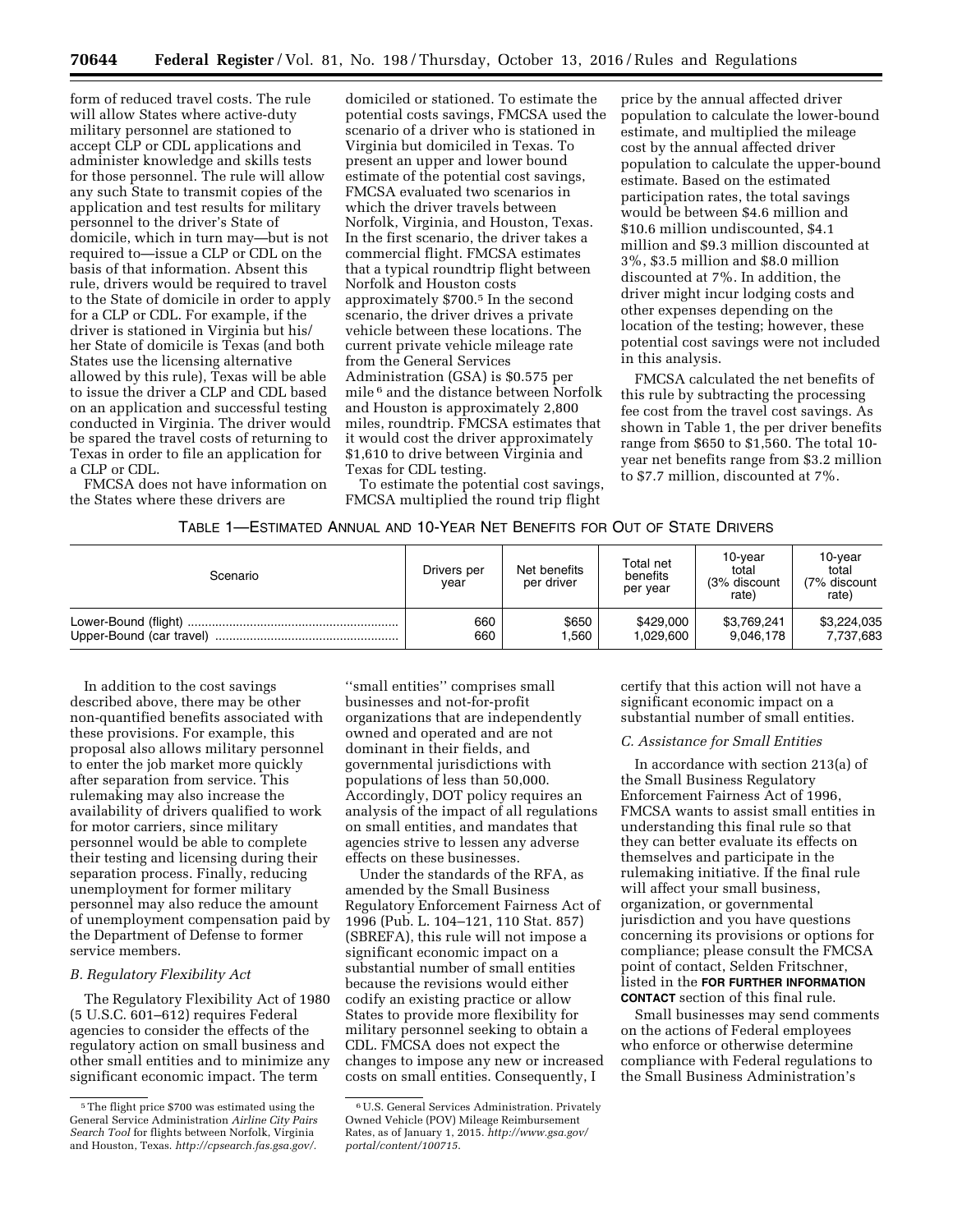form of reduced travel costs. The rule will allow States where active-duty military personnel are stationed to accept CLP or CDL applications and administer knowledge and skills tests for those personnel. The rule will allow any such State to transmit copies of the application and test results for military personnel to the driver's State of domicile, which in turn may—but is not required to—issue a CLP or CDL on the basis of that information. Absent this rule, drivers would be required to travel to the State of domicile in order to apply for a CLP or CDL. For example, if the driver is stationed in Virginia but his/her State of domicile is Texas (and both States use the licensing alternative allowed by this rule), Texas will be able to issue the driver a CLP and CDL based on an application and successful testing conducted in Virginia. The driver would be spared the travel costs of returning to Texas in order to file an application for a CLP or CDL.

FMCSA does not have information on the States where these drivers are domiciled or stationed. To estimate the potential costs savings, FMCSA used the scenario of a driver who is stationed in Virginia but domiciled in Texas. To present an upper and lower bound estimate of the potential cost savings, FMCSA evaluated two scenarios in which the driver travels between Norfolk, Virginia, and Houston, Texas. In the first scenario, the driver takes a commercial flight. FMCSA estimates that a typical roundtrip flight between Norfolk and Houston costs approximately $700.[5] In the second scenario, the driver drives a private vehicle between these locations. The current private vehicle mileage rate from the General Services Administration (GSA) is $0.575 per mile[6] and the distance between Norfolk and Houston is approximately 2,800 miles, roundtrip. FMCSA estimates that it would cost the driver approximately $1,610 to drive between Virginia and Texas for CDL testing.

To estimate the potential cost savings, FMCSA multiplied the round trip flight price by the annual affected driver population to calculate the lower-bound estimate, and multiplied the mileage cost by the annual affected driver population to calculate the upper-bound estimate. Based on the estimated participation rates, the total savings would be between $4.6 million and $10.6 million undiscounted, $4.1 million and $9.3 million discounted at 3%, $3.5 million and $8.0 million discounted at 7%. In addition, the driver might incur lodging costs and other expenses depending on the location of the testing; however, these potential cost savings were not included in this analysis.

FMCSA calculated the net benefits of this rule by subtracting the processing fee cost from the travel cost savings. As shown in Table 1, the per driver benefits range from $650 to $1,560. The total 10-year net benefits range from $3.2 million to $7.7 million, discounted at 7%.

TABLE 1—ESTIMATED ANNUAL AND 10-YEAR NET BENEFITS FOR OUT OF STATE DRIVERS

| Scenario | Drivers per year | Net benefits per driver | Total net benefits per year | 10-year total (3% discount rate) | 10-year total (7% discount rate) |
|---|---|---|---|---|---|
| Lower-Bound (flight) | 660 | $650 | $429,000 | $3,769,241 | $3,224,035 |
| Upper-Bound (car travel) | 660 | 1,560 | 1,029,600 | 9,046,178 | 7,737,683 |

In addition to the cost savings described above, there may be other non-quantified benefits associated with these provisions. For example, this proposal also allows military personnel to enter the job market more quickly after separation from service. This rulemaking may also increase the availability of drivers qualified to work for motor carriers, since military personnel would be able to complete their testing and licensing during their separation process. Finally, reducing unemployment for former military personnel may also reduce the amount of unemployment compensation paid by the Department of Defense to former service members.

### *B. Regulatory Flexibility Act*

The Regulatory Flexibility Act of 1980 (5 U.S.C. 601–612) requires Federal agencies to consider the effects of the regulatory action on small business and other small entities and to minimize any significant economic impact. The term "small entities" comprises small businesses and not-for-profit organizations that are independently owned and operated and are not dominant in their fields, and governmental jurisdictions with populations of less than 50,000. Accordingly, DOT policy requires an analysis of the impact of all regulations on small entities, and mandates that agencies strive to lessen any adverse effects on these businesses.

Under the standards of the RFA, as amended by the Small Business Regulatory Enforcement Fairness Act of 1996 (Pub. L. 104–121, 110 Stat. 857) (SBREFA), this rule will not impose a significant economic impact on a substantial number of small entities because the revisions would either codify an existing practice or allow States to provide more flexibility for military personnel seeking to obtain a CDL. FMCSA does not expect the changes to impose any new or increased costs on small entities. Consequently, I certify that this action will not have a significant economic impact on a substantial number of small entities.

### *C. Assistance for Small Entities*

In accordance with section 213(a) of the Small Business Regulatory Enforcement Fairness Act of 1996, FMCSA wants to assist small entities in understanding this final rule so that they can better evaluate its effects on themselves and participate in the rulemaking initiative. If the final rule will affect your small business, organization, or governmental jurisdiction and you have questions concerning its provisions or options for compliance; please consult the FMCSA point of contact, Selden Fritschner, listed in the **FOR FURTHER INFORMATION CONTACT** section of this final rule.

Small businesses may send comments on the actions of Federal employees who enforce or otherwise determine compliance with Federal regulations to the Small Business Administration's

[5] The flight price $700 was estimated using the General Service Administration *Airline City Pairs Search Tool* for flights between Norfolk, Virginia and Houston, Texas. *http://cpsearch.fas.gsa.gov/.*

[6] U.S. General Services Administration. Privately Owned Vehicle (POV) Mileage Reimbursement Rates, as of January 1, 2015. *http://www.gsa.gov/portal/content/100715.*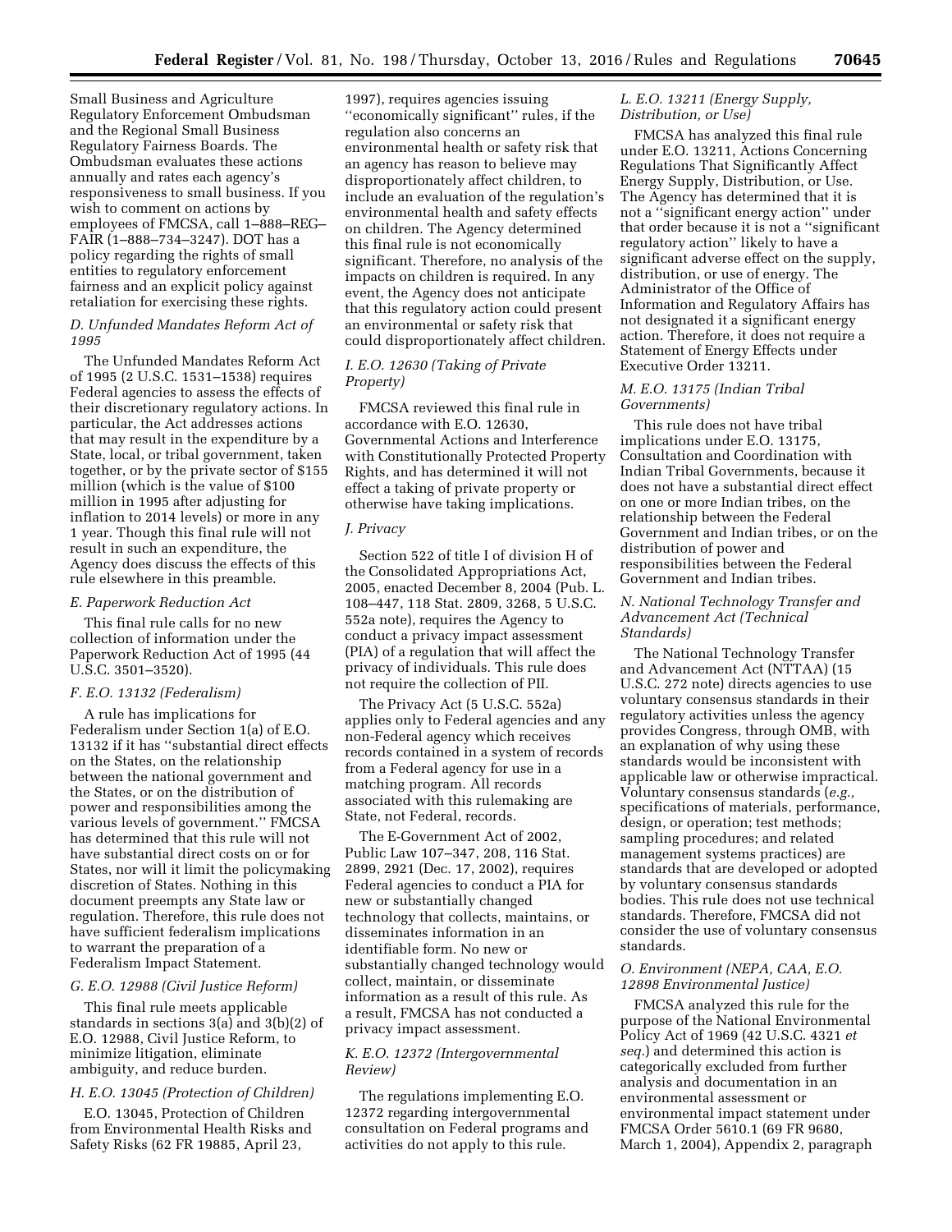Small Business and Agriculture Regulatory Enforcement Ombudsman and the Regional Small Business Regulatory Fairness Boards. The Ombudsman evaluates these actions annually and rates each agency's responsiveness to small business. If you wish to comment on actions by employees of FMCSA, call 1–888–REG–FAIR (1–888–734–3247). DOT has a policy regarding the rights of small entities to regulatory enforcement fairness and an explicit policy against retaliation for exercising these rights.

### *D. Unfunded Mandates Reform Act of 1995*

The Unfunded Mandates Reform Act of 1995 (2 U.S.C. 1531–1538) requires Federal agencies to assess the effects of their discretionary regulatory actions. In particular, the Act addresses actions that may result in the expenditure by a State, local, or tribal government, taken together, or by the private sector of $155 million (which is the value of $100 million in 1995 after adjusting for inflation to 2014 levels) or more in any 1 year. Though this final rule will not result in such an expenditure, the Agency does discuss the effects of this rule elsewhere in this preamble.

### *E. Paperwork Reduction Act*

This final rule calls for no new collection of information under the Paperwork Reduction Act of 1995 (44 U.S.C. 3501–3520).

### *F. E.O. 13132 (Federalism)*

A rule has implications for Federalism under Section 1(a) of E.O. 13132 if it has ''substantial direct effects on the States, on the relationship between the national government and the States, or on the distribution of power and responsibilities among the various levels of government.'' FMCSA has determined that this rule will not have substantial direct costs on or for States, nor will it limit the policymaking discretion of States. Nothing in this document preempts any State law or regulation. Therefore, this rule does not have sufficient federalism implications to warrant the preparation of a Federalism Impact Statement.

### *G. E.O. 12988 (Civil Justice Reform)*

This final rule meets applicable standards in sections 3(a) and 3(b)(2) of E.O. 12988, Civil Justice Reform, to minimize litigation, eliminate ambiguity, and reduce burden.

### *H. E.O. 13045 (Protection of Children)*

E.O. 13045, Protection of Children from Environmental Health Risks and Safety Risks (62 FR 19885, April 23, 1997), requires agencies issuing ''economically significant'' rules, if the regulation also concerns an environmental health or safety risk that an agency has reason to believe may disproportionately affect children, to include an evaluation of the regulation's environmental health and safety effects on children. The Agency determined this final rule is not economically significant. Therefore, no analysis of the impacts on children is required. In any event, the Agency does not anticipate that this regulatory action could present an environmental or safety risk that could disproportionately affect children.

### *I. E.O. 12630 (Taking of Private Property)*

FMCSA reviewed this final rule in accordance with E.O. 12630, Governmental Actions and Interference with Constitutionally Protected Property Rights, and has determined it will not effect a taking of private property or otherwise have taking implications.

### *J. Privacy*

Section 522 of title I of division H of the Consolidated Appropriations Act, 2005, enacted December 8, 2004 (Pub. L. 108–447, 118 Stat. 2809, 3268, 5 U.S.C. 552a note), requires the Agency to conduct a privacy impact assessment (PIA) of a regulation that will affect the privacy of individuals. This rule does not require the collection of PII.

The Privacy Act (5 U.S.C. 552a) applies only to Federal agencies and any non-Federal agency which receives records contained in a system of records from a Federal agency for use in a matching program. All records associated with this rulemaking are State, not Federal, records.

The E-Government Act of 2002, Public Law 107–347, 208, 116 Stat. 2899, 2921 (Dec. 17, 2002), requires Federal agencies to conduct a PIA for new or substantially changed technology that collects, maintains, or disseminates information in an identifiable form. No new or substantially changed technology would collect, maintain, or disseminate information as a result of this rule. As a result, FMCSA has not conducted a privacy impact assessment.

### *K. E.O. 12372 (Intergovernmental Review)*

The regulations implementing E.O. 12372 regarding intergovernmental consultation on Federal programs and activities do not apply to this rule.

### *L. E.O. 13211 (Energy Supply, Distribution, or Use)*

FMCSA has analyzed this final rule under E.O. 13211, Actions Concerning Regulations That Significantly Affect Energy Supply, Distribution, or Use. The Agency has determined that it is not a ''significant energy action'' under that order because it is not a ''significant regulatory action'' likely to have a significant adverse effect on the supply, distribution, or use of energy. The Administrator of the Office of Information and Regulatory Affairs has not designated it a significant energy action. Therefore, it does not require a Statement of Energy Effects under Executive Order 13211.

### *M. E.O. 13175 (Indian Tribal Governments)*

This rule does not have tribal implications under E.O. 13175, Consultation and Coordination with Indian Tribal Governments, because it does not have a substantial direct effect on one or more Indian tribes, on the relationship between the Federal Government and Indian tribes, or on the distribution of power and responsibilities between the Federal Government and Indian tribes.

### *N. National Technology Transfer and Advancement Act (Technical Standards)*

The National Technology Transfer and Advancement Act (NTTAA) (15 U.S.C. 272 note) directs agencies to use voluntary consensus standards in their regulatory activities unless the agency provides Congress, through OMB, with an explanation of why using these standards would be inconsistent with applicable law or otherwise impractical. Voluntary consensus standards (*e.g.,* specifications of materials, performance, design, or operation; test methods; sampling procedures; and related management systems practices) are standards that are developed or adopted by voluntary consensus standards bodies. This rule does not use technical standards. Therefore, FMCSA did not consider the use of voluntary consensus standards.

### *O. Environment (NEPA, CAA, E.O. 12898 Environmental Justice)*

FMCSA analyzed this rule for the purpose of the National Environmental Policy Act of 1969 (42 U.S.C. 4321 *et seq.*) and determined this action is categorically excluded from further analysis and documentation in an environmental assessment or environmental impact statement under FMCSA Order 5610.1 (69 FR 9680, March 1, 2004), Appendix 2, paragraph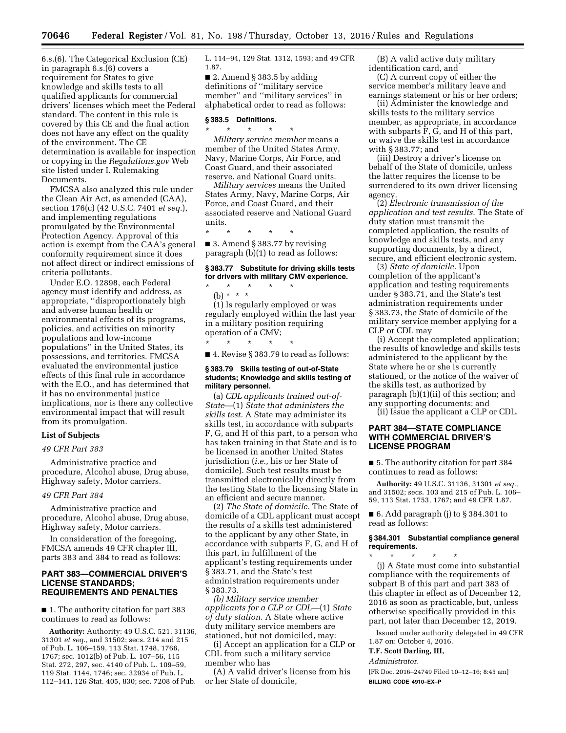6.s.(6). The Categorical Exclusion (CE) in paragraph 6.s.(6) covers a requirement for States to give knowledge and skills tests to all qualified applicants for commercial drivers' licenses which meet the Federal standard. The content in this rule is covered by this CE and the final action does not have any effect on the quality of the environment. The CE determination is available for inspection or copying in the *Regulations.gov* Web site listed under I. Rulemaking Documents.

FMCSA also analyzed this rule under the Clean Air Act, as amended (CAA), section 176(c) (42 U.S.C. 7401 *et seq.*), and implementing regulations promulgated by the Environmental Protection Agency. Approval of this action is exempt from the CAA's general conformity requirement since it does not affect direct or indirect emissions of criteria pollutants.

Under E.O. 12898, each Federal agency must identify and address, as appropriate, "disproportionately high and adverse human health or environmental effects of its programs, policies, and activities on minority populations and low-income populations" in the United States, its possessions, and territories. FMCSA evaluated the environmental justice effects of this final rule in accordance with the E.O., and has determined that it has no environmental justice implications, nor is there any collective environmental impact that will result from its promulgation.

### List of Subjects

*49 CFR Part 383*

Administrative practice and procedure, Alcohol abuse, Drug abuse, Highway safety, Motor carriers.

*49 CFR Part 384*

Administrative practice and procedure, Alcohol abuse, Drug abuse, Highway safety, Motor carriers.

In consideration of the foregoing, FMCSA amends 49 CFR chapter III, parts 383 and 384 to read as follows:

## PART 383—COMMERCIAL DRIVER'S LICENSE STANDARDS; REQUIREMENTS AND PENALTIES

■ 1. The authority citation for part 383 continues to read as follows:

**Authority:** Authority: 49 U.S.C. 521, 31136, 31301 *et seq.*, and 31502; secs. 214 and 215 of Pub. L. 106–159, 113 Stat. 1748, 1766, 1767; sec. 1012(b) of Pub. L. 107–56, 115 Stat. 272, 297, sec. 4140 of Pub. L. 109–59, 119 Stat. 1144, 1746; sec. 32934 of Pub. L. 112–141, 126 Stat. 405, 830; sec. 7208 of Pub. L. 114–94, 129 Stat. 1312, 1593; and 49 CFR 1.87.

■ 2. Amend § 383.5 by adding definitions of "military service member" and "military services" in alphabetical order to read as follows:

### § 383.5 Definitions.

\* \* \* \* \*

*Military service member* means a member of the United States Army, Navy, Marine Corps, Air Force, and Coast Guard, and their associated reserve, and National Guard units.

*Military services* means the United States Army, Navy, Marine Corps, Air Force, and Coast Guard, and their associated reserve and National Guard units.

\* \* \* \* \*

■ 3. Amend § 383.77 by revising paragraph (b)(1) to read as follows:

### § 383.77 Substitute for driving skills tests for drivers with military CMV experience.

\* \* \* \* \*

(b) \* \* \*

(1) Is regularly employed or was regularly employed within the last year in a military position requiring operation of a CMV;

\* \* \* \* \*

■ 4. Revise § 383.79 to read as follows:

### § 383.79 Skills testing of out-of-State students; Knowledge and skills testing of military personnel.

(a) *CDL applicants trained out-of-State*—(1) *State that administers the skills test.* A State may administer its skills test, in accordance with subparts F, G, and H of this part, to a person who has taken training in that State and is to be licensed in another United States jurisdiction (*i.e.,* his or her State of domicile). Such test results must be transmitted electronically directly from the testing State to the licensing State in an efficient and secure manner.

(2) *The State of domicile.* The State of domicile of a CDL applicant must accept the results of a skills test administered to the applicant by any other State, in accordance with subparts F, G, and H of this part, in fulfillment of the applicant's testing requirements under § 383.71, and the State's test administration requirements under § 383.73.

*(b) Military service member applicants for a CLP or CDL*—(1) *State of duty station.* A State where active duty military service members are stationed, but not domiciled, may:

(i) Accept an application for a CLP or CDL from such a military service member who has

(A) A valid driver's license from his or her State of domicile,

(B) A valid active duty military identification card, and

(C) A current copy of either the service member's military leave and earnings statement or his or her orders;

(ii) Administer the knowledge and skills tests to the military service member, as appropriate, in accordance with subparts F, G, and H of this part, or waive the skills test in accordance with § 383.77; and

(iii) Destroy a driver's license on behalf of the State of domicile, unless the latter requires the license to be surrendered to its own driver licensing agency.

(2) *Electronic transmission of the application and test results.* The State of duty station must transmit the completed application, the results of knowledge and skills tests, and any supporting documents, by a direct, secure, and efficient electronic system.

(3) *State of domicile.* Upon completion of the applicant's application and testing requirements under § 383.71, and the State's test administration requirements under § 383.73, the State of domicile of the military service member applying for a CLP or CDL may

(i) Accept the completed application; the results of knowledge and skills tests administered to the applicant by the State where he or she is currently stationed, or the notice of the waiver of the skills test, as authorized by paragraph (b)(1)(ii) of this section; and any supporting documents; and

(ii) Issue the applicant a CLP or CDL.

## PART 384—STATE COMPLIANCE WITH COMMERCIAL DRIVER'S LICENSE PROGRAM

■ 5. The authority citation for part 384 continues to read as follows:

**Authority:** 49 U.S.C. 31136, 31301 *et seq.*, and 31502; secs. 103 and 215 of Pub. L. 106–59, 113 Stat. 1753, 1767; and 49 CFR 1.87.

■ 6. Add paragraph (j) to § 384.301 to read as follows:

### § 384.301 Substantial compliance general requirements.

\* \* \* \* \*

(j) A State must come into substantial compliance with the requirements of subpart B of this part and part 383 of this chapter in effect as of December 12, 2016 as soon as practicable, but, unless otherwise specifically provided in this part, not later than December 12, 2019.

Issued under authority delegated in 49 CFR 1.87 on: October 4, 2016.

**T.F. Scott Darling, III,**

*Administrator.*

[FR Doc. 2016–24749 Filed 10–12–16; 8:45 am]

**BILLING CODE 4910–EX–P**